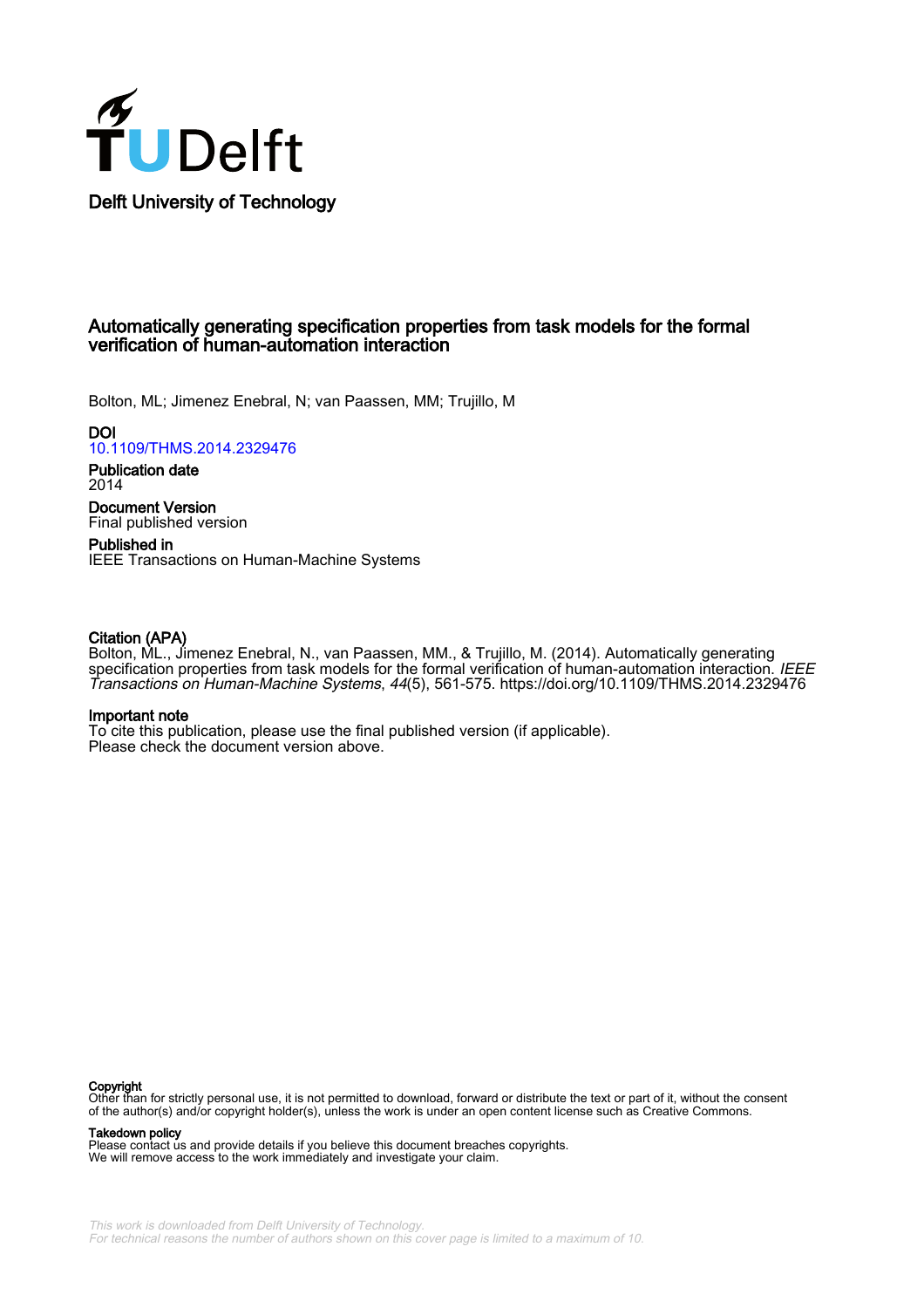Delft University of Technology

# Automatically generating specification properties from task models for the formal verification of human-automation interaction

Bolton, ML; Jimenez Enebral, N; van Paassen, MM; Trujillo, M

**DOI**
10.1109/THMS.2014.2329476

**Publication date**
2014

**Document Version**
Final published version

**Published in**
IEEE Transactions on Human-Machine Systems

**Citation (APA)**
Bolton, ML., Jimenez Enebral, N., van Paassen, MM., & Trujillo, M. (2014). Automatically generating specification properties from task models for the formal verification of human-automation interaction. *IEEE Transactions on Human-Machine Systems*, *44*(5), 561-575. https://doi.org/10.1109/THMS.2014.2329476

**Important note**
To cite this publication, please use the final published version (if applicable).
Please check the document version above.

**Copyright**
Other than for strictly personal use, it is not permitted to download, forward or distribute the text or part of it, without the consent of the author(s) and/or copyright holder(s), unless the work is under an open content license such as Creative Commons.

**Takedown policy**
Please contact us and provide details if you believe this document breaches copyrights.
We will remove access to the work immediately and investigate your claim.

*This work is downloaded from Delft University of Technology.*
*For technical reasons the number of authors shown on this cover page is limited to a maximum of 10.*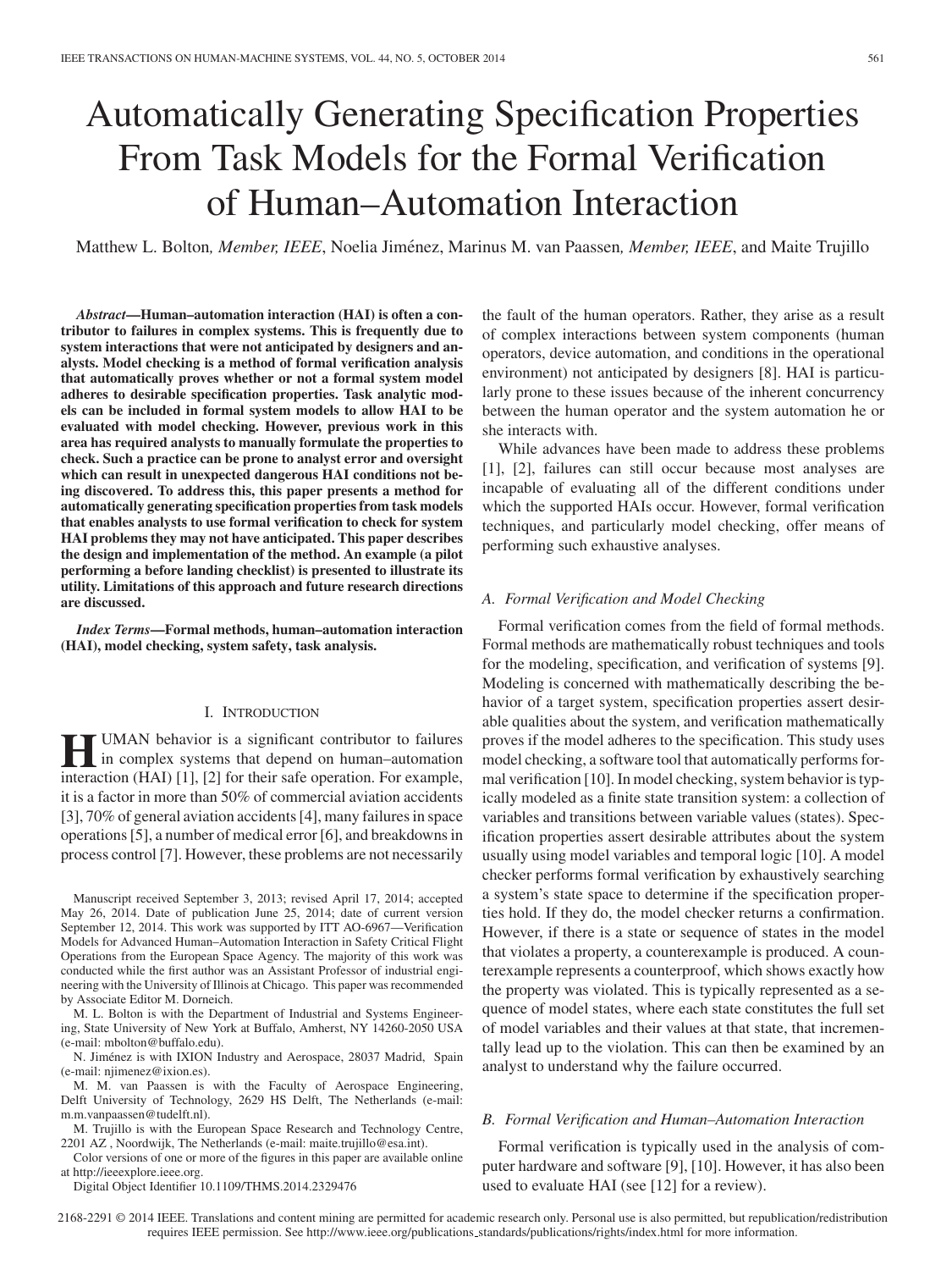# Automatically Generating Specification Properties From Task Models for the Formal Verification of Human–Automation Interaction

Matthew L. Bolton, *Member, IEEE*, Noelia Jiménez, Marinus M. van Paassen, *Member, IEEE*, and Maite Trujillo

***Abstract*—Human–automation interaction (HAI) is often a contributor to failures in complex systems. This is frequently due to system interactions that were not anticipated by designers and analysts. Model checking is a method of formal verification analysis that automatically proves whether or not a formal system model adheres to desirable specification properties. Task analytic models can be included in formal system models to allow HAI to be evaluated with model checking. However, previous work in this area has required analysts to manually formulate the properties to check. Such a practice can be prone to analyst error and oversight which can result in unexpected dangerous HAI conditions not being discovered. To address this, this paper presents a method for automatically generating specification properties from task models that enables analysts to use formal verification to check for system HAI problems they may not have anticipated. This paper describes the design and implementation of the method. An example (a pilot performing a before landing checklist) is presented to illustrate its utility. Limitations of this approach and future research directions are discussed.**

***Index Terms*—Formal methods, human–automation interaction (HAI), model checking, system safety, task analysis.**

## I. Introduction

Human behavior is a significant contributor to failures in complex systems that depend on human–automation interaction (HAI) [1], [2] for their safe operation. For example, it is a factor in more than 50% of commercial aviation accidents [3], 70% of general aviation accidents [4], many failures in space operations [5], a number of medical error [6], and breakdowns in process control [7]. However, these problems are not necessarily the fault of the human operators. Rather, they arise as a result of complex interactions between system components (human operators, device automation, and conditions in the operational environment) not anticipated by designers [8]. HAI is particularly prone to these issues because of the inherent concurrency between the human operator and the system automation he or she interacts with.

While advances have been made to address these problems [1], [2], failures can still occur because most analyses are incapable of evaluating all of the different conditions under which the supported HAIs occur. However, formal verification techniques, and particularly model checking, offer means of performing such exhaustive analyses.

### A. Formal Verification and Model Checking

Formal verification comes from the field of formal methods. Formal methods are mathematically robust techniques and tools for the modeling, specification, and verification of systems [9]. Modeling is concerned with mathematically describing the behavior of a target system, specification properties assert desirable qualities about the system, and verification mathematically proves if the model adheres to the specification. This study uses model checking, a software tool that automatically performs formal verification [10]. In model checking, system behavior is typically modeled as a finite state transition system: a collection of variables and transitions between variable values (states). Specification properties assert desirable attributes about the system usually using model variables and temporal logic [10]. A model checker performs formal verification by exhaustively searching a system's state space to determine if the specification properties hold. If they do, the model checker returns a confirmation. However, if there is a state or sequence of states in the model that violates a property, a counterexample is produced. A counterexample represents a counterproof, which shows exactly how the property was violated. This is typically represented as a sequence of model states, where each state constitutes the full set of model variables and their values at that state, that incrementally lead up to the violation. This can then be examined by an analyst to understand why the failure occurred.

### B. Formal Verification and Human–Automation Interaction

Formal verification is typically used in the analysis of computer hardware and software [9], [10]. However, it has also been used to evaluate HAI (see [12] for a review).

Manuscript received September 3, 2013; revised April 17, 2014; accepted May 26, 2014. Date of publication June 25, 2014; date of current version September 12, 2014. This work was supported by ITT AO-6967—Verification Models for Advanced Human–Automation Interaction in Safety Critical Flight Operations from the European Space Agency. The majority of this work was conducted while the first author was an Assistant Professor of industrial engineering with the University of Illinois at Chicago. This paper was recommended by Associate Editor M. Dorneich.

M. L. Bolton is with the Department of Industrial and Systems Engineering, State University of New York at Buffalo, Amherst, NY 14260-2050 USA (e-mail: mbolton@buffalo.edu).

N. Jiménez is with IXION Industry and Aerospace, 28037 Madrid, Spain (e-mail: njimenez@ixion.es).

M. M. van Paassen is with the Faculty of Aerospace Engineering, Delft University of Technology, 2629 HS Delft, The Netherlands (e-mail: m.m.vanpaassen@tudelft.nl).

M. Trujillo is with the European Space Research and Technology Centre, 2201 AZ , Noordwijk, The Netherlands (e-mail: maite.trujillo@esa.int).

Color versions of one or more of the figures in this paper are available online at http://ieeexplore.ieee.org.

Digital Object Identifier 10.1109/THMS.2014.2329476

2168-2291 © 2014 IEEE. Translations and content mining are permitted for academic research only. Personal use is also permitted, but republication/redistribution requires IEEE permission. See http://www.ieee.org/publications_standards/publications/rights/index.html for more information.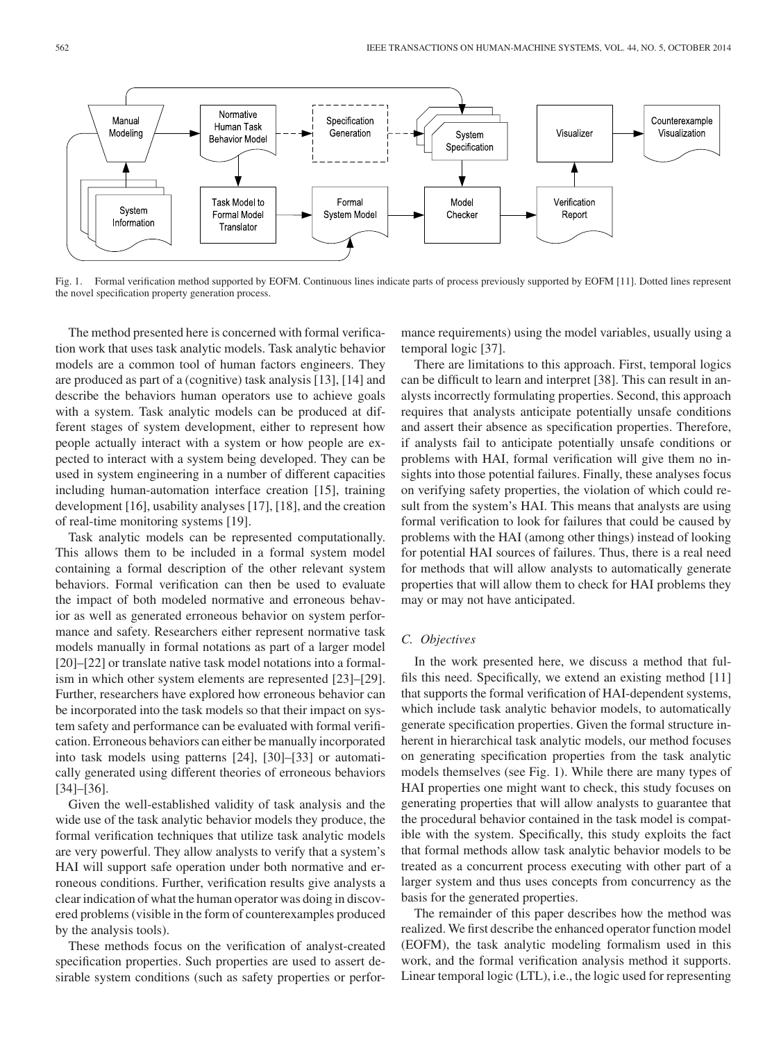Fig. 1. Formal verification method supported by EOFM. Continuous lines indicate parts of process previously supported by EOFM [11]. Dotted lines represent the novel specification property generation process.

The method presented here is concerned with formal verification work that uses task analytic models. Task analytic behavior models are a common tool of human factors engineers. They are produced as part of a (cognitive) task analysis [13], [14] and describe the behaviors human operators use to achieve goals with a system. Task analytic models can be produced at different stages of system development, either to represent how people actually interact with a system or how people are expected to interact with a system being developed. They can be used in system engineering in a number of different capacities including human-automation interface creation [15], training development [16], usability analyses [17], [18], and the creation of real-time monitoring systems [19].

Task analytic models can be represented computationally. This allows them to be included in a formal system model containing a formal description of the other relevant system behaviors. Formal verification can then be used to evaluate the impact of both modeled normative and erroneous behavior as well as generated erroneous behavior on system performance and safety. Researchers either represent normative task models manually in formal notations as part of a larger model [20]–[22] or translate native task model notations into a formalism in which other system elements are represented [23]–[29]. Further, researchers have explored how erroneous behavior can be incorporated into the task models so that their impact on system safety and performance can be evaluated with formal verification. Erroneous behaviors can either be manually incorporated into task models using patterns [24], [30]–[33] or automatically generated using different theories of erroneous behaviors [34]–[36].

Given the well-established validity of task analysis and the wide use of the task analytic behavior models they produce, the formal verification techniques that utilize task analytic models are very powerful. They allow analysts to verify that a system's HAI will support safe operation under both normative and erroneous conditions. Further, verification results give analysts a clear indication of what the human operator was doing in discovered problems (visible in the form of counterexamples produced by the analysis tools).

These methods focus on the verification of analyst-created specification properties. Such properties are used to assert desirable system conditions (such as safety properties or performance requirements) using the model variables, usually using a temporal logic [37].

There are limitations to this approach. First, temporal logics can be difficult to learn and interpret [38]. This can result in analysts incorrectly formulating properties. Second, this approach requires that analysts anticipate potentially unsafe conditions and assert their absence as specification properties. Therefore, if analysts fail to anticipate potentially unsafe conditions or problems with HAI, formal verification will give them no insights into those potential failures. Finally, these analyses focus on verifying safety properties, the violation of which could result from the system's HAI. This means that analysts are using formal verification to look for failures that could be caused by problems with the HAI (among other things) instead of looking for potential HAI sources of failures. Thus, there is a real need for methods that will allow analysts to automatically generate properties that will allow them to check for HAI problems they may or may not have anticipated.

### *C. Objectives*

In the work presented here, we discuss a method that fulfils this need. Specifically, we extend an existing method [11] that supports the formal verification of HAI-dependent systems, which include task analytic behavior models, to automatically generate specification properties. Given the formal structure inherent in hierarchical task analytic models, our method focuses on generating specification properties from the task analytic models themselves (see Fig. 1). While there are many types of HAI properties one might want to check, this study focuses on generating properties that will allow analysts to guarantee that the procedural behavior contained in the task model is compatible with the system. Specifically, this study exploits the fact that formal methods allow task analytic behavior models to be treated as a concurrent process executing with other part of a larger system and thus uses concepts from concurrency as the basis for the generated properties.

The remainder of this paper describes how the method was realized. We first describe the enhanced operator function model (EOFM), the task analytic modeling formalism used in this work, and the formal verification analysis method it supports. Linear temporal logic (LTL), i.e., the logic used for representing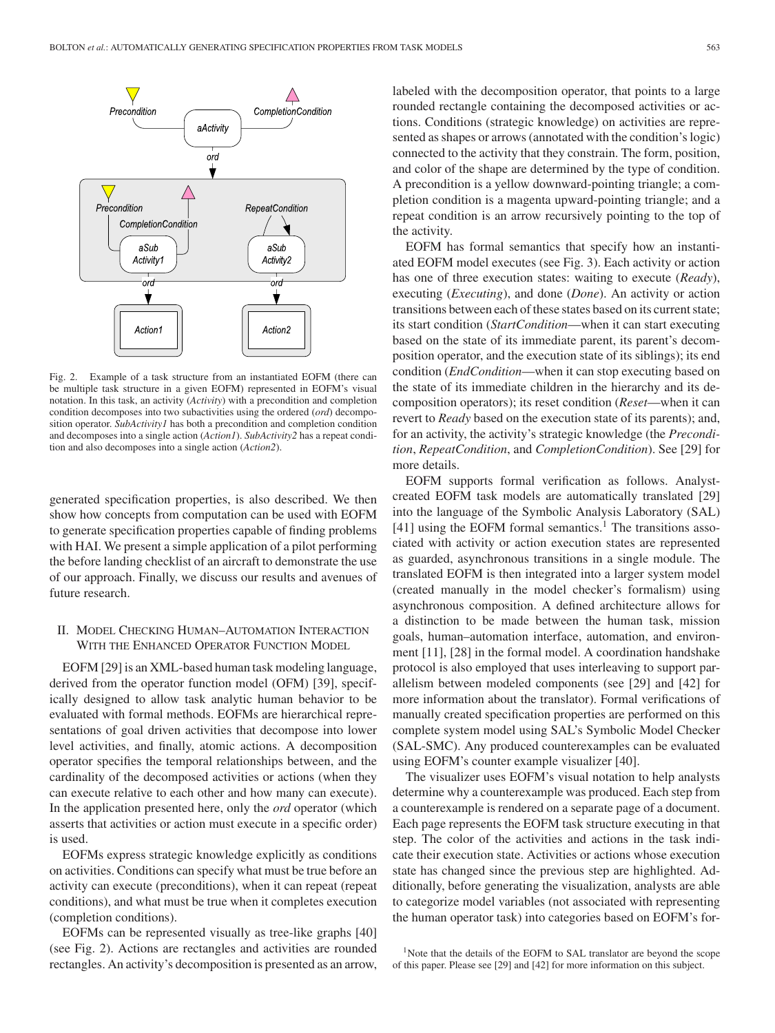Fig. 2. Example of a task structure from an instantiated EOFM (there can be multiple task structure in a given EOFM) represented in EOFM's visual notation. In this task, an activity (*Activity*) with a precondition and completion condition decomposes into two subactivities using the ordered (*ord*) decomposition operator. *SubActivity1* has both a precondition and completion condition and decomposes into a single action (*Action1*). *SubActivity2* has a repeat condition and also decomposes into a single action (*Action2*).

generated specification properties, is also described. We then show how concepts from computation can be used with EOFM to generate specification properties capable of finding problems with HAI. We present a simple application of a pilot performing the before landing checklist of an aircraft to demonstrate the use of our approach. Finally, we discuss our results and avenues of future research.

## II. Model Checking Human–Automation Interaction With the Enhanced Operator Function Model

EOFM [29] is an XML-based human task modeling language, derived from the operator function model (OFM) [39], specifically designed to allow task analytic human behavior to be evaluated with formal methods. EOFMs are hierarchical representations of goal driven activities that decompose into lower level activities, and finally, atomic actions. A decomposition operator specifies the temporal relationships between, and the cardinality of the decomposed activities or actions (when they can execute relative to each other and how many can execute). In the application presented here, only the *ord* operator (which asserts that activities or action must execute in a specific order) is used.

EOFMs express strategic knowledge explicitly as conditions on activities. Conditions can specify what must be true before an activity can execute (preconditions), when it can repeat (repeat conditions), and what must be true when it completes execution (completion conditions).

EOFMs can be represented visually as tree-like graphs [40] (see Fig. 2). Actions are rectangles and activities are rounded rectangles. An activity's decomposition is presented as an arrow, labeled with the decomposition operator, that points to a large rounded rectangle containing the decomposed activities or actions. Conditions (strategic knowledge) on activities are represented as shapes or arrows (annotated with the condition's logic) connected to the activity that they constrain. The form, position, and color of the shape are determined by the type of condition. A precondition is a yellow downward-pointing triangle; a completion condition is a magenta upward-pointing triangle; and a repeat condition is an arrow recursively pointing to the top of the activity.

EOFM has formal semantics that specify how an instantiated EOFM model executes (see Fig. 3). Each activity or action has one of three execution states: waiting to execute (*Ready*), executing (*Executing*), and done (*Done*). An activity or action transitions between each of these states based on its current state; its start condition (*StartCondition*—when it can start executing based on the state of its immediate parent, its parent's decomposition operator, and the execution state of its siblings); its end condition (*EndCondition*—when it can stop executing based on the state of its immediate children in the hierarchy and its decomposition operators); its reset condition (*Reset*—when it can revert to *Ready* based on the execution state of its parents); and, for an activity, the activity's strategic knowledge (the *Precondition*, *RepeatCondition*, and *CompletionCondition*). See [29] for more details.

EOFM supports formal verification as follows. Analyst-created EOFM task models are automatically translated [29] into the language of the Symbolic Analysis Laboratory (SAL) [41] using the EOFM formal semantics.[1] The transitions associated with activity or action execution states are represented as guarded, asynchronous transitions in a single module. The translated EOFM is then integrated into a larger system model (created manually in the model checker's formalism) using asynchronous composition. A defined architecture allows for a distinction to be made between the human task, mission goals, human–automation interface, automation, and environment [11], [28] in the formal model. A coordination handshake protocol is also employed that uses interleaving to support parallelism between modeled components (see [29] and [42] for more information about the translator). Formal verifications of manually created specification properties are performed on this complete system model using SAL's Symbolic Model Checker (SAL-SMC). Any produced counterexamples can be evaluated using EOFM's counter example visualizer [40].

The visualizer uses EOFM's visual notation to help analysts determine why a counterexample was produced. Each step from a counterexample is rendered on a separate page of a document. Each page represents the EOFM task structure executing in that step. The color of the activities and actions in the task indicate their execution state. Activities or actions whose execution state has changed since the previous step are highlighted. Additionally, before generating the visualization, analysts are able to categorize model variables (not associated with representing the human operator task) into categories based on EOFM's for-

[1]Note that the details of the EOFM to SAL translator are beyond the scope of this paper. Please see [29] and [42] for more information on this subject.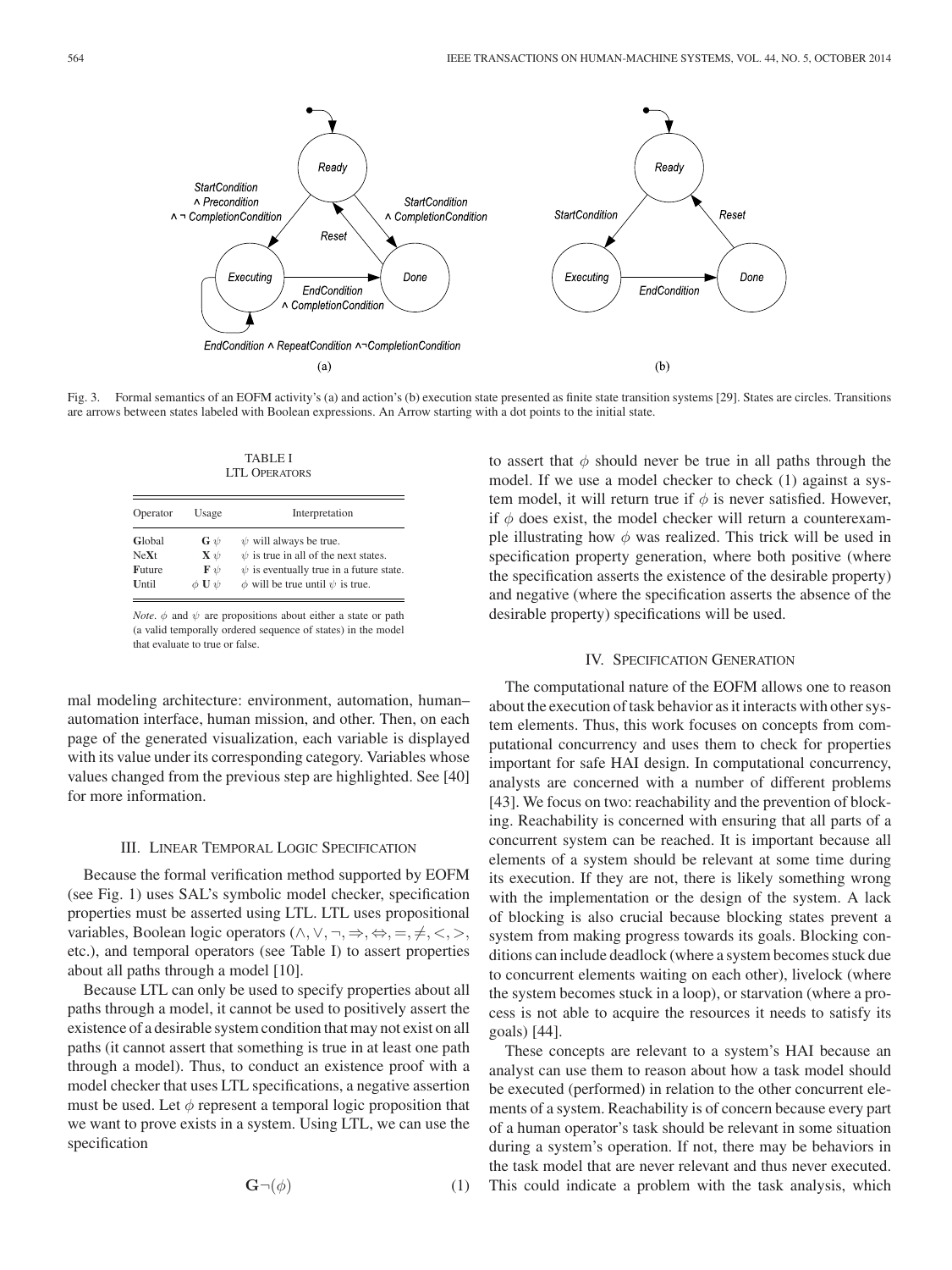Fig. 3. Formal semantics of an EOFM activity's (a) and action's (b) execution state presented as finite state transition systems [29]. States are circles. Transitions are arrows between states labeled with Boolean expressions. An Arrow starting with a dot points to the initial state.

TABLE I
LTL OPERATORS

| Operator | Usage | Interpretation |
|---|---|---|
| **G**lobal | $\mathbf{G}\,\psi$ | $\psi$ will always be true. |
| Ne**X**t | $\mathbf{X}\,\psi$ | $\psi$ is true in all of the next states. |
| **F**uture | $\mathbf{F}\,\psi$ | $\psi$ is eventually true in a future state. |
| **U**ntil | $\phi\,\mathbf{U}\,\psi$ | $\phi$ will be true until $\psi$ is true. |

*Note*. $\phi$ and $\psi$ are propositions about either a state or path (a valid temporally ordered sequence of states) in the model that evaluate to true or false.

mal modeling architecture: environment, automation, human–automation interface, human mission, and other. Then, on each page of the generated visualization, each variable is displayed with its value under its corresponding category. Variables whose values changed from the previous step are highlighted. See [40] for more information.

## III. Linear Temporal Logic Specification

Because the formal verification method supported by EOFM (see Fig. 1) uses SAL's symbolic model checker, specification properties must be asserted using LTL. LTL uses propositional variables, Boolean logic operators ($\wedge, \vee, \neg, \Rightarrow, \Leftrightarrow, =, \neq, <, >$, etc.), and temporal operators (see Table I) to assert properties about all paths through a model [10].

Because LTL can only be used to specify properties about all paths through a model, it cannot be used to positively assert the existence of a desirable system condition that may not exist on all paths (it cannot assert that something is true in at least one path through a model). Thus, to conduct an existence proof with a model checker that uses LTL specifications, a negative assertion must be used. Let $\phi$ represent a temporal logic proposition that we want to prove exists in a system. Using LTL, we can use the specification

$$\mathbf{G}\neg(\phi) \tag{1}$$

to assert that $\phi$ should never be true in all paths through the model. If we use a model checker to check (1) against a system model, it will return true if $\phi$ is never satisfied. However, if $\phi$ does exist, the model checker will return a counterexample illustrating how $\phi$ was realized. This trick will be used in specification property generation, where both positive (where the specification asserts the existence of the desirable property) and negative (where the specification asserts the absence of the desirable property) specifications will be used.

## IV. Specification Generation

The computational nature of the EOFM allows one to reason about the execution of task behavior as it interacts with other system elements. Thus, this work focuses on concepts from computational concurrency and uses them to check for properties important for safe HAI design. In computational concurrency, analysts are concerned with a number of different problems [43]. We focus on two: reachability and the prevention of blocking. Reachability is concerned with ensuring that all parts of a concurrent system can be reached. It is important because all elements of a system should be relevant at some time during its execution. If they are not, there is likely something wrong with the implementation or the design of the system. A lack of blocking is also crucial because blocking states prevent a system from making progress towards its goals. Blocking conditions can include deadlock (where a system becomes stuck due to concurrent elements waiting on each other), livelock (where the system becomes stuck in a loop), or starvation (where a process is not able to acquire the resources it needs to satisfy its goals) [44].

These concepts are relevant to a system's HAI because an analyst can use them to reason about how a task model should be executed (performed) in relation to the other concurrent elements of a system. Reachability is of concern because every part of a human operator's task should be relevant in some situation during a system's operation. If not, there may be behaviors in the task model that are never relevant and thus never executed. This could indicate a problem with the task analysis, which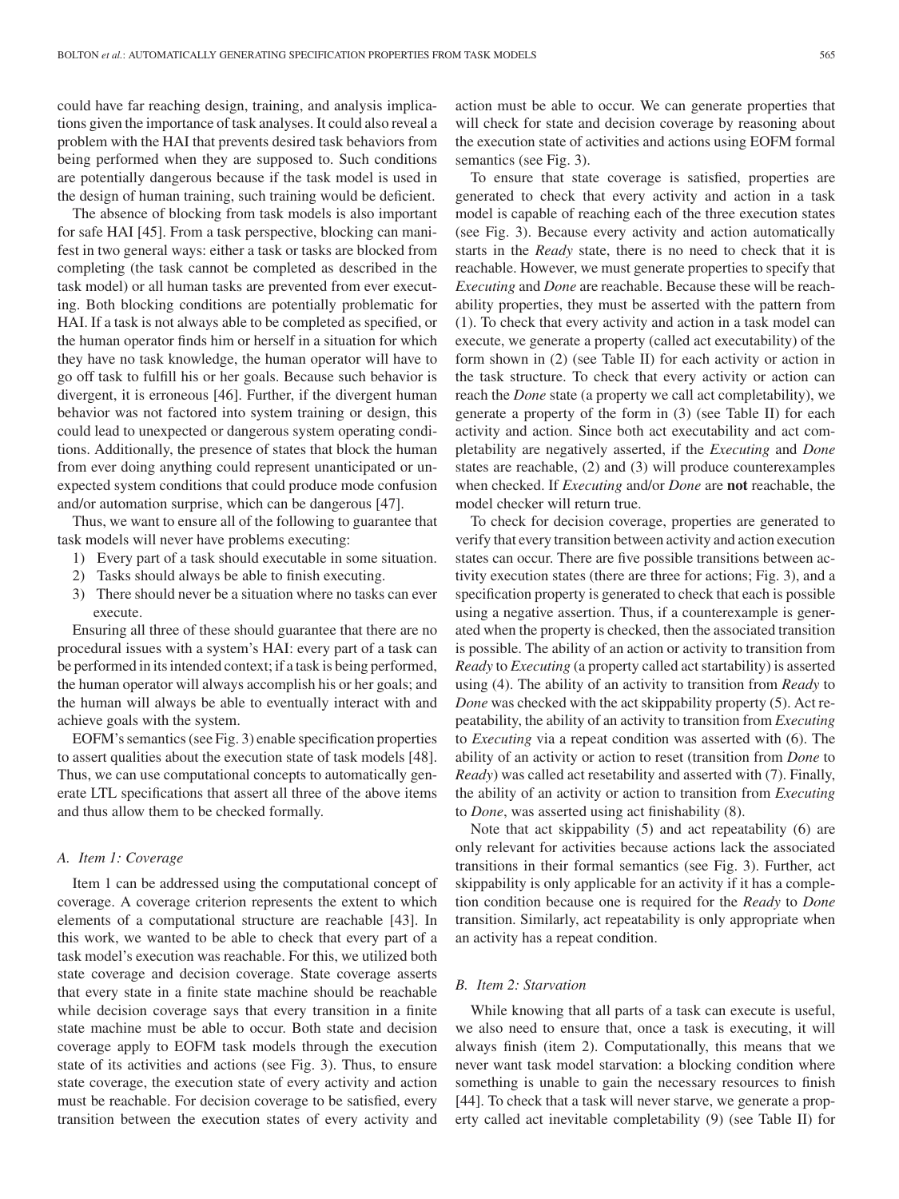could have far reaching design, training, and analysis implications given the importance of task analyses. It could also reveal a problem with the HAI that prevents desired task behaviors from being performed when they are supposed to. Such conditions are potentially dangerous because if the task model is used in the design of human training, such training would be deficient.

The absence of blocking from task models is also important for safe HAI [45]. From a task perspective, blocking can manifest in two general ways: either a task or tasks are blocked from completing (the task cannot be completed as described in the task model) or all human tasks are prevented from ever executing. Both blocking conditions are potentially problematic for HAI. If a task is not always able to be completed as specified, or the human operator finds him or herself in a situation for which they have no task knowledge, the human operator will have to go off task to fulfill his or her goals. Because such behavior is divergent, it is erroneous [46]. Further, if the divergent human behavior was not factored into system training or design, this could lead to unexpected or dangerous system operating conditions. Additionally, the presence of states that block the human from ever doing anything could represent unanticipated or unexpected system conditions that could produce mode confusion and/or automation surprise, which can be dangerous [47].

Thus, we want to ensure all of the following to guarantee that task models will never have problems executing:

1) Every part of a task should executable in some situation.
2) Tasks should always be able to finish executing.
3) There should never be a situation where no tasks can ever execute.

Ensuring all three of these should guarantee that there are no procedural issues with a system's HAI: every part of a task can be performed in its intended context; if a task is being performed, the human operator will always accomplish his or her goals; and the human will always be able to eventually interact with and achieve goals with the system.

EOFM's semantics (see Fig. 3) enable specification properties to assert qualities about the execution state of task models [48]. Thus, we can use computational concepts to automatically generate LTL specifications that assert all three of the above items and thus allow them to be checked formally.

### A. Item 1: Coverage

Item 1 can be addressed using the computational concept of coverage. A coverage criterion represents the extent to which elements of a computational structure are reachable [43]. In this work, we wanted to be able to check that every part of a task model's execution was reachable. For this, we utilized both state coverage and decision coverage. State coverage asserts that every state in a finite state machine should be reachable while decision coverage says that every transition in a finite state machine must be able to occur. Both state and decision coverage apply to EOFM task models through the execution state of its activities and actions (see Fig. 3). Thus, to ensure state coverage, the execution state of every activity and action must be reachable. For decision coverage to be satisfied, every transition between the execution states of every activity and action must be able to occur. We can generate properties that will check for state and decision coverage by reasoning about the execution state of activities and actions using EOFM formal semantics (see Fig. 3).

To ensure that state coverage is satisfied, properties are generated to check that every activity and action in a task model is capable of reaching each of the three execution states (see Fig. 3). Because every activity and action automatically starts in the *Ready* state, there is no need to check that it is reachable. However, we must generate properties to specify that *Executing* and *Done* are reachable. Because these will be reachability properties, they must be asserted with the pattern from (1). To check that every activity and action in a task model can execute, we generate a property (called act executability) of the form shown in (2) (see Table II) for each activity or action in the task structure. To check that every activity or action can reach the *Done* state (a property we call act completability), we generate a property of the form in (3) (see Table II) for each activity and action. Since both act executability and act completability are negatively asserted, if the *Executing* and *Done* states are reachable, (2) and (3) will produce counterexamples when checked. If *Executing* and/or *Done* are **not** reachable, the model checker will return true.

To check for decision coverage, properties are generated to verify that every transition between activity and action execution states can occur. There are five possible transitions between activity execution states (there are three for actions; Fig. 3), and a specification property is generated to check that each is possible using a negative assertion. Thus, if a counterexample is generated when the property is checked, then the associated transition is possible. The ability of an action or activity to transition from *Ready* to *Executing* (a property called act startability) is asserted using (4). The ability of an activity to transition from *Ready* to *Done* was checked with the act skippability property (5). Act repeatability, the ability of an activity to transition from *Executing* to *Executing* via a repeat condition was asserted with (6). The ability of an activity or action to reset (transition from *Done* to *Ready*) was called act resetability and asserted with (7). Finally, the ability of an activity or action to transition from *Executing* to *Done*, was asserted using act finishability (8).

Note that act skippability (5) and act repeatability (6) are only relevant for activities because actions lack the associated transitions in their formal semantics (see Fig. 3). Further, act skippability is only applicable for an activity if it has a completion condition because one is required for the *Ready* to *Done* transition. Similarly, act repeatability is only appropriate when an activity has a repeat condition.

### B. Item 2: Starvation

While knowing that all parts of a task can execute is useful, we also need to ensure that, once a task is executing, it will always finish (item 2). Computationally, this means that we never want task model starvation: a blocking condition where something is unable to gain the necessary resources to finish [44]. To check that a task will never starve, we generate a property called act inevitable completability (9) (see Table II) for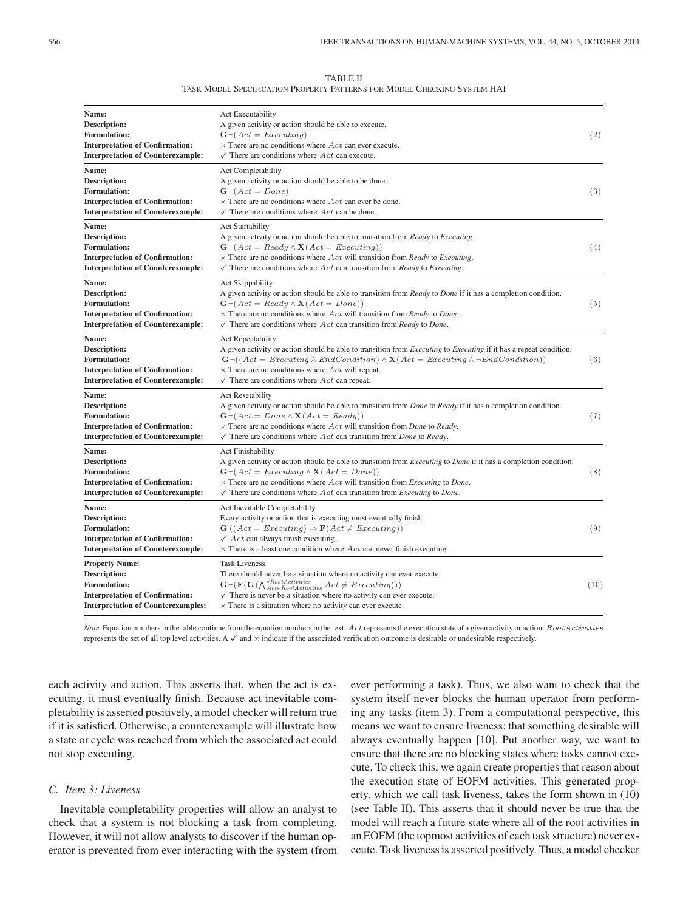TABLE II
TASK MODEL SPECIFICATION PROPERTY PATTERNS FOR MODEL CHECKING SYSTEM HAI

| | | |
|---|---|---|
| **Name:** | Act Executability | |
| **Description:** | A given activity or action should be able to execute. | |
| **Formulation:** | $\mathbf{G}\neg(Act = Executing)$ | (2) |
| **Interpretation of Confirmation:** | $\times$ There are no conditions where $Act$ can ever execute. | |
| **Interpretation of Counterexample:** | ✓ There are conditions where $Act$ can execute. | |
| **Name:** | Act Completability | |
| **Description:** | A given activity or action should be able to be done. | |
| **Formulation:** | $\mathbf{G}\neg(Act = Done)$ | (3) |
| **Interpretation of Confirmation:** | $\times$ There are no conditions where $Act$ can ever be done. | |
| **Interpretation of Counterexample:** | ✓ There are conditions where $Act$ can be done. | |
| **Name:** | Act Startability | |
| **Description:** | A given activity or action should be able to transition from *Ready* to *Executing*. | |
| **Formulation:** | $\mathbf{G}\neg(Act = Ready \wedge \mathbf{X}(Act = Executing))$ | (4) |
| **Interpretation of Confirmation:** | $\times$ There are no conditions where $Act$ will transition from *Ready* to *Executing*. | |
| **Interpretation of Counterexample:** | ✓ There are conditions where $Act$ can transition from *Ready* to *Executing*. | |
| **Name:** | Act Skippability | |
| **Description:** | A given activity or action should be able to transition from *Ready* to *Done* if it has a completion condition. | |
| **Formulation:** | $\mathbf{G}\neg(Act = Ready \wedge \mathbf{X}(Act = Done))$ | (5) |
| **Interpretation of Confirmation:** | $\times$ There are no conditions where $Act$ will transition from *Ready* to *Done*. | |
| **Interpretation of Counterexample:** | ✓ There are conditions where $Act$ can transition from *Ready* to *Done*. | |
| **Name:** | Act Repeatability | |
| **Description:** | A given activity or action should be able to transition from *Executing* to *Executing* if it has a repeat condition. | |
| **Formulation:** | $\mathbf{G}\neg((Act = Executing \wedge EndCondition) \wedge \mathbf{X}(Act = Executing \wedge \neg EndCondition))$ | (6) |
| **Interpretation of Confirmation:** | $\times$ There are no conditions where $Act$ will repeat. | |
| **Interpretation of Counterexample:** | ✓ There are conditions where $Act$ can repeat. | |
| **Name:** | Act Resetability | |
| **Description:** | A given activity or action should be able to transition from *Done* to *Ready* if it has a completion condition. | |
| **Formulation:** | $\mathbf{G}\neg(Act = Done \wedge \mathbf{X}(Act = Ready))$ | (7) |
| **Interpretation of Confirmation:** | $\times$ There are no conditions where $Act$ will transition from *Done* to *Ready*. | |
| **Interpretation of Counterexample:** | ✓ There are conditions where $Act$ can transition from *Done* to *Ready*. | |
| **Name:** | Act Finishability | |
| **Description:** | A given activity or action should be able to transition from *Executing* to *Done* if it has a completion condition. | |
| **Formulation:** | $\mathbf{G}\neg(Act = Executing \wedge \mathbf{X}(Act = Done))$ | (8) |
| **Interpretation of Confirmation:** | $\times$ There are no conditions where $Act$ will transition from *Executing* to *Done*. | |
| **Interpretation of Counterexample:** | ✓ There are conditions where $Act$ can transition from *Executing* to *Done*. | |
| **Name:** | Act Inevitable Completability | |
| **Description:** | Every activity or action that is executing must eventually finish. | |
| **Formulation:** | $\mathbf{G}\left((Act = Executing) \Rightarrow \mathbf{F}(Act \neq Executing)\right)$ | (9) |
| **Interpretation of Confirmation:** | ✓ $Act$ can always finish executing. | |
| **Interpretation of Counterexample:** | $\times$ There is a least one condition where $Act$ can never finish executing. | |
| **Property Name:** | Task Liveness | |
| **Description:** | There should never be a situation where no activity can ever execute. | |
| **Formulation:** | $\mathbf{G}\neg(\mathbf{F}(\mathbf{G}(\bigwedge_{Act \in RootActsvities}^{\forall RootActivities} Act \neq Executing)))$ | (10) |
| **Interpretation of Confirmation:** | ✓ There is never be a situation where no activity can ever execute. | |
| **Interpretation of Counterexamples:** | $\times$ There is a situation where no activity can ever execute. | |

*Note.* Equation numbers in the table continue from the equation numbers in the text. $Act$ represents the execution state of a given activity or action. $RootActivities$ represents the set of all top level activities. A ✓ and $\times$ indicate if the associated verification outcome is desirable or undesirable respectively.

each activity and action. This asserts that, when the act is executing, it must eventually finish. Because act inevitable completability is asserted positively, a model checker will return true if it is satisfied. Otherwise, a counterexample will illustrate how a state or cycle was reached from which the associated act could not stop executing.

### C. Item 3: Liveness

Inevitable completability properties will allow an analyst to check that a system is not blocking a task from completing. However, it will not allow analysts to discover if the human operator is prevented from ever interacting with the system (from ever performing a task). Thus, we also want to check that the system itself never blocks the human operator from performing any tasks (item 3). From a computational perspective, this means we want to ensure liveness: that something desirable will always eventually happen [10]. Put another way, we want to ensure that there are no blocking states where tasks cannot execute. To check this, we again create properties that reason about the execution state of EOFM activities. This generated property, which we call task liveness, takes the form shown in (10) (see Table II). This asserts that it should never be true that the model will reach a future state where all of the root activities in an EOFM (the topmost activities of each task structure) never execute. Task liveness is asserted positively. Thus, a model checker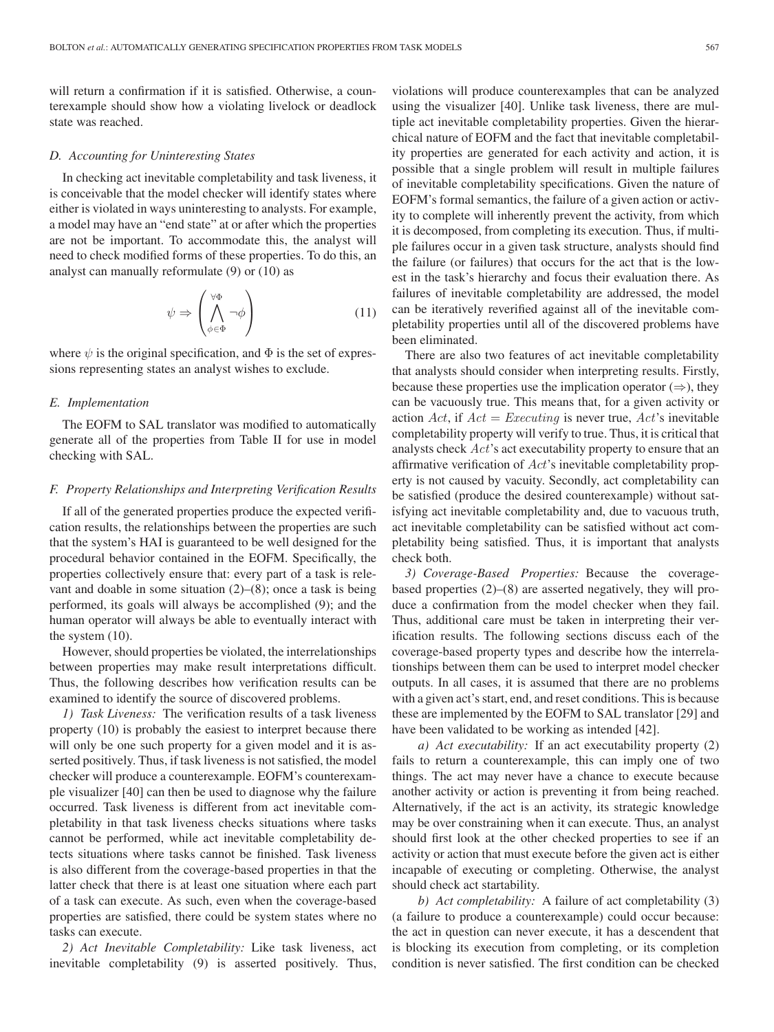will return a confirmation if it is satisfied. Otherwise, a counterexample should show how a violating livelock or deadlock state was reached.

### D. Accounting for Uninteresting States

In checking act inevitable completability and task liveness, it is conceivable that the model checker will identify states where either is violated in ways uninteresting to analysts. For example, a model may have an "end state" at or after which the properties are not be important. To accommodate this, the analyst will need to check modified forms of these properties. To do this, an analyst can manually reformulate (9) or (10) as

$$\psi \Rightarrow \left( \bigwedge_{\phi \in \Phi}^{\forall \Phi} \neg \phi \right) \tag{11}$$

where $\psi$ is the original specification, and $\Phi$ is the set of expressions representing states an analyst wishes to exclude.

### E. Implementation

The EOFM to SAL translator was modified to automatically generate all of the properties from Table II for use in model checking with SAL.

### F. Property Relationships and Interpreting Verification Results

If all of the generated properties produce the expected verification results, the relationships between the properties are such that the system's HAI is guaranteed to be well designed for the procedural behavior contained in the EOFM. Specifically, the properties collectively ensure that: every part of a task is relevant and doable in some situation (2)–(8); once a task is being performed, its goals will always be accomplished (9); and the human operator will always be able to eventually interact with the system (10).

However, should properties be violated, the interrelationships between properties may make result interpretations difficult. Thus, the following describes how verification results can be examined to identify the source of discovered problems.

*1) Task Liveness:* The verification results of a task liveness property (10) is probably the easiest to interpret because there will only be one such property for a given model and it is asserted positively. Thus, if task liveness is not satisfied, the model checker will produce a counterexample. EOFM's counterexample visualizer [40] can then be used to diagnose why the failure occurred. Task liveness is different from act inevitable completability in that task liveness checks situations where tasks cannot be performed, while act inevitable completability detects situations where tasks cannot be finished. Task liveness is also different from the coverage-based properties in that the latter check that there is at least one situation where each part of a task can execute. As such, even when the coverage-based properties are satisfied, there could be system states where no tasks can execute.

*2) Act Inevitable Completability:* Like task liveness, act inevitable completability (9) is asserted positively. Thus, violations will produce counterexamples that can be analyzed using the visualizer [40]. Unlike task liveness, there are multiple act inevitable completability properties. Given the hierarchical nature of EOFM and the fact that inevitable completability properties are generated for each activity and action, it is possible that a single problem will result in multiple failures of inevitable completability specifications. Given the nature of EOFM's formal semantics, the failure of a given action or activity to complete will inherently prevent the activity, from which it is decomposed, from completing its execution. Thus, if multiple failures occur in a given task structure, analysts should find the failure (or failures) that occurs for the act that is the lowest in the task's hierarchy and focus their evaluation there. As failures of inevitable completability are addressed, the model can be iteratively reverified against all of the inevitable completability properties until all of the discovered problems have been eliminated.

There are also two features of act inevitable completability that analysts should consider when interpreting results. Firstly, because these properties use the implication operator ($\Rightarrow$), they can be vacuously true. This means that, for a given activity or action $Act$, if $Act = Executing$ is never true, $Act$'s inevitable completability property will verify to true. Thus, it is critical that analysts check $Act$'s act executability property to ensure that an affirmative verification of $Act$'s inevitable completability property is not caused by vacuity. Secondly, act completability can be satisfied (produce the desired counterexample) without satisfying act inevitable completability and, due to vacuous truth, act inevitable completability can be satisfied without act completability being satisfied. Thus, it is important that analysts check both.

*3) Coverage-Based Properties:* Because the coverage-based properties (2)–(8) are asserted negatively, they will produce a confirmation from the model checker when they fail. Thus, additional care must be taken in interpreting their verification results. The following sections discuss each of the coverage-based property types and describe how the interrelationships between them can be used to interpret model checker outputs. In all cases, it is assumed that there are no problems with a given act's start, end, and reset conditions. This is because these are implemented by the EOFM to SAL translator [29] and have been validated to be working as intended [42].

*a) Act executability:* If an act executability property (2) fails to return a counterexample, this can imply one of two things. The act may never have a chance to execute because another activity or action is preventing it from being reached. Alternatively, if the act is an activity, its strategic knowledge may be over constraining when it can execute. Thus, an analyst should first look at the other checked properties to see if an activity or action that must execute before the given act is either incapable of executing or completing. Otherwise, the analyst should check act startability.

*b) Act completability:* A failure of act completability (3) (a failure to produce a counterexample) could occur because: the act in question can never execute, it has a descendent that is blocking its execution from completing, or its completion condition is never satisfied. The first condition can be checked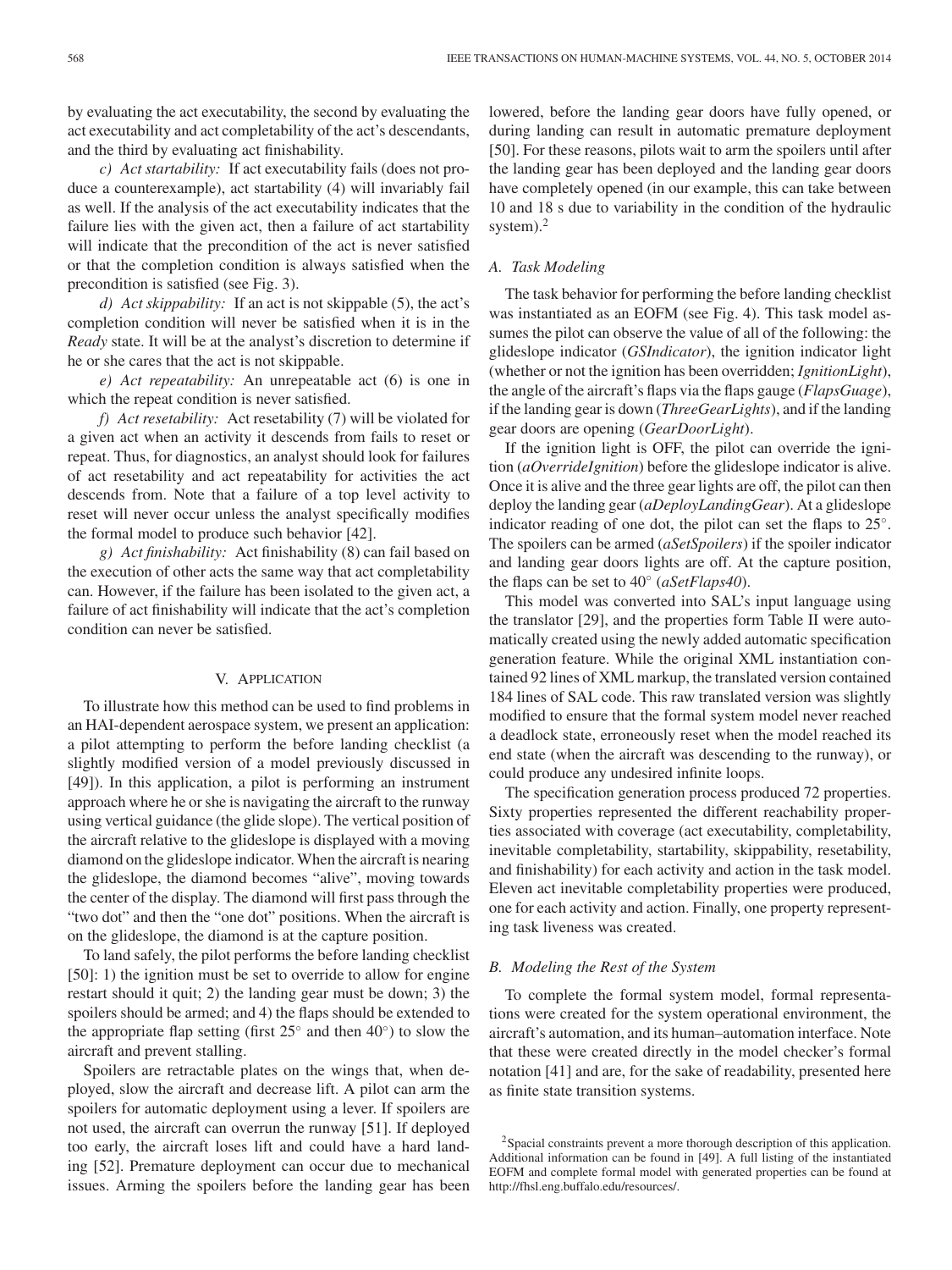by evaluating the act executability, the second by evaluating the act executability and act completability of the act's descendants, and the third by evaluating act finishability.

*c) Act startability:* If act executability fails (does not produce a counterexample), act startability (4) will invariably fail as well. If the analysis of the act executability indicates that the failure lies with the given act, then a failure of act startability will indicate that the precondition of the act is never satisfied or that the completion condition is always satisfied when the precondition is satisfied (see Fig. 3).

*d) Act skippability:* If an act is not skippable (5), the act's completion condition will never be satisfied when it is in the *Ready* state. It will be at the analyst's discretion to determine if he or she cares that the act is not skippable.

*e) Act repeatability:* An unrepeatable act (6) is one in which the repeat condition is never satisfied.

*f) Act resetability:* Act resetability (7) will be violated for a given act when an activity it descends from fails to reset or repeat. Thus, for diagnostics, an analyst should look for failures of act resetability and act repeatability for activities the act descends from. Note that a failure of a top level activity to reset will never occur unless the analyst specifically modifies the formal model to produce such behavior [42].

*g) Act finishability:* Act finishability (8) can fail based on the execution of other acts the same way that act completability can. However, if the failure has been isolated to the given act, a failure of act finishability will indicate that the act's completion condition can never be satisfied.

## V. Application

To illustrate how this method can be used to find problems in an HAI-dependent aerospace system, we present an application: a pilot attempting to perform the before landing checklist (a slightly modified version of a model previously discussed in [49]). In this application, a pilot is performing an instrument approach where he or she is navigating the aircraft to the runway using vertical guidance (the glide slope). The vertical position of the aircraft relative to the glideslope is displayed with a moving diamond on the glideslope indicator. When the aircraft is nearing the glideslope, the diamond becomes "alive", moving towards the center of the display. The diamond will first pass through the "two dot" and then the "one dot" positions. When the aircraft is on the glideslope, the diamond is at the capture position.

To land safely, the pilot performs the before landing checklist [50]: 1) the ignition must be set to override to allow for engine restart should it quit; 2) the landing gear must be down; 3) the spoilers should be armed; and 4) the flaps should be extended to the appropriate flap setting (first 25° and then 40°) to slow the aircraft and prevent stalling.

Spoilers are retractable plates on the wings that, when deployed, slow the aircraft and decrease lift. A pilot can arm the spoilers for automatic deployment using a lever. If spoilers are not used, the aircraft can overrun the runway [51]. If deployed too early, the aircraft loses lift and could have a hard landing [52]. Premature deployment can occur due to mechanical issues. Arming the spoilers before the landing gear has been lowered, before the landing gear doors have fully opened, or during landing can result in automatic premature deployment [50]. For these reasons, pilots wait to arm the spoilers until after the landing gear has been deployed and the landing gear doors have completely opened (in our example, this can take between 10 and 18 s due to variability in the condition of the hydraulic system).[2]

### A. Task Modeling

The task behavior for performing the before landing checklist was instantiated as an EOFM (see Fig. 4). This task model assumes the pilot can observe the value of all of the following: the glideslope indicator (*GSIndicator*), the ignition indicator light (whether or not the ignition has been overridden; *IgnitionLight*), the angle of the aircraft's flaps via the flaps gauge (*FlapsGuage*), if the landing gear is down (*ThreeGearLights*), and if the landing gear doors are opening (*GearDoorLight*).

If the ignition light is OFF, the pilot can override the ignition (*aOverrideIgnition*) before the glideslope indicator is alive. Once it is alive and the three gear lights are off, the pilot can then deploy the landing gear (*aDeployLandingGear*). At a glideslope indicator reading of one dot, the pilot can set the flaps to 25°. The spoilers can be armed (*aSetSpoilers*) if the spoiler indicator and landing gear doors lights are off. At the capture position, the flaps can be set to 40° (*aSetFlaps40*).

This model was converted into SAL's input language using the translator [29], and the properties form Table II were automatically created using the newly added automatic specification generation feature. While the original XML instantiation contained 92 lines of XML markup, the translated version contained 184 lines of SAL code. This raw translated version was slightly modified to ensure that the formal system model never reached a deadlock state, erroneously reset when the model reached its end state (when the aircraft was descending to the runway), or could produce any undesired infinite loops.

The specification generation process produced 72 properties. Sixty properties represented the different reachability properties associated with coverage (act executability, completability, inevitable completability, startability, skippability, resetability, and finishability) for each activity and action in the task model. Eleven act inevitable completability properties were produced, one for each activity and action. Finally, one property representing task liveness was created.

### B. Modeling the Rest of the System

To complete the formal system model, formal representations were created for the system operational environment, the aircraft's automation, and its human–automation interface. Note that these were created directly in the model checker's formal notation [41] and are, for the sake of readability, presented here as finite state transition systems.

[2]Spacial constraints prevent a more thorough description of this application. Additional information can be found in [49]. A full listing of the instantiated EOFM and complete formal model with generated properties can be found at http://fhsl.eng.buffalo.edu/resources/.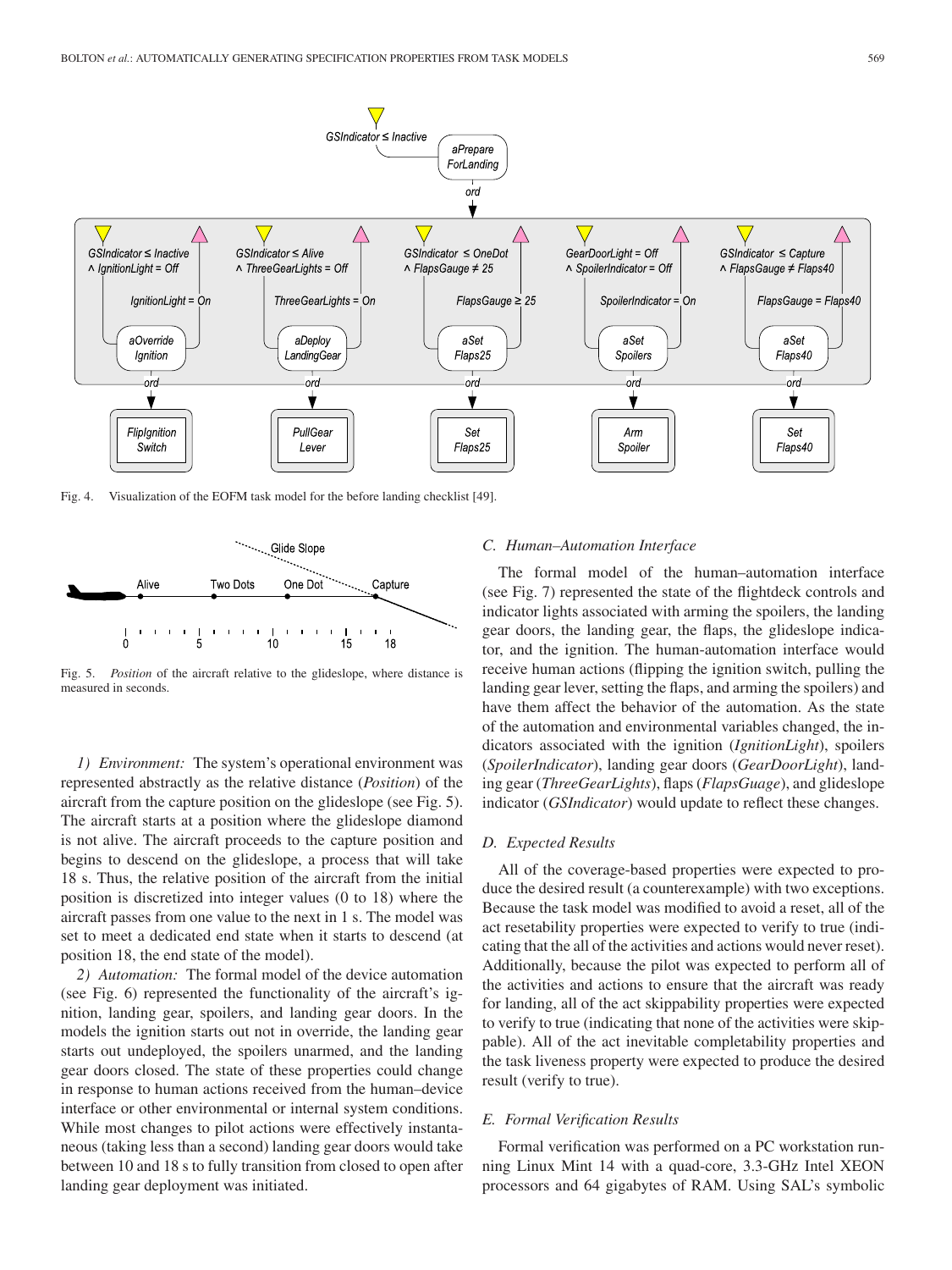GSIndicator ≤ Inactive

aPrepare ForLanding

ord

GSIndicator ≤ Inactive ∧ IgnitionLight = Off

IgnitionLight = On

aOverride Ignition

GSIndicator ≤ Alive ∧ ThreeGearLights = Off

ThreeGearLights = On

aDeploy LandingGear

GSIndicator ≤ OneDot ∧ FlapsGauge ≠ 25

FlapsGauge ≥ 25

aSet Flaps25

GearDoorLight = Off ∧ SpoilerIndicator = Off

SpoilerIndicator = On

aSet Spoilers

GSIndicator ≤ Capture ∧ FlapsGauge ≠ Flaps40

FlapsGauge = Flaps40

aSet Flaps40

ord

FlipIgnition Switch

PullGear Lever

Set Flaps25

Arm Spoiler

Set Flaps40

Fig. 4. Visualization of the EOFM task model for the before landing checklist [49].

Glide Slope

Alive

Two Dots

One Dot

Capture

0

5

10

15

18

Fig. 5. *Position* of the aircraft relative to the glideslope, where distance is measured in seconds.

*1) Environment:* The system's operational environment was represented abstractly as the relative distance (*Position*) of the aircraft from the capture position on the glideslope (see Fig. 5). The aircraft starts at a position where the glideslope diamond is not alive. The aircraft proceeds to the capture position and begins to descend on the glideslope, a process that will take 18 s. Thus, the relative position of the aircraft from the initial position is discretized into integer values (0 to 18) where the aircraft passes from one value to the next in 1 s. The model was set to meet a dedicated end state when it starts to descend (at position 18, the end state of the model).

*2) Automation:* The formal model of the device automation (see Fig. 6) represented the functionality of the aircraft's ignition, landing gear, spoilers, and landing gear doors. In the models the ignition starts out not in override, the landing gear starts out undeployed, the spoilers unarmed, and the landing gear doors closed. The state of these properties could change in response to human actions received from the human–device interface or other environmental or internal system conditions. While most changes to pilot actions were effectively instantaneous (taking less than a second) landing gear doors would take between 10 and 18 s to fully transition from closed to open after landing gear deployment was initiated.

### C. Human–Automation Interface

The formal model of the human–automation interface (see Fig. 7) represented the state of the flightdeck controls and indicator lights associated with arming the spoilers, the landing gear doors, the landing gear, the flaps, the glideslope indicator, and the ignition. The human-automation interface would receive human actions (flipping the ignition switch, pulling the landing gear lever, setting the flaps, and arming the spoilers) and have them affect the behavior of the automation. As the state of the automation and environmental variables changed, the indicators associated with the ignition (*IgnitionLight*), spoilers (*SpoilerIndicator*), landing gear doors (*GearDoorLight*), landing gear (*ThreeGearLights*), flaps (*FlapsGuage*), and glideslope indicator (*GSIndicator*) would update to reflect these changes.

### D. Expected Results

All of the coverage-based properties were expected to produce the desired result (a counterexample) with two exceptions. Because the task model was modified to avoid a reset, all of the act resetability properties were expected to verify to true (indicating that the all of the activities and actions would never reset). Additionally, because the pilot was expected to perform all of the activities and actions to ensure that the aircraft was ready for landing, all of the act skippability properties were expected to verify to true (indicating that none of the activities were skippable). All of the act inevitable completability properties and the task liveness property were expected to produce the desired result (verify to true).

### E. Formal Verification Results

Formal verification was performed on a PC workstation running Linux Mint 14 with a quad-core, 3.3-GHz Intel XEON processors and 64 gigabytes of RAM. Using SAL's symbolic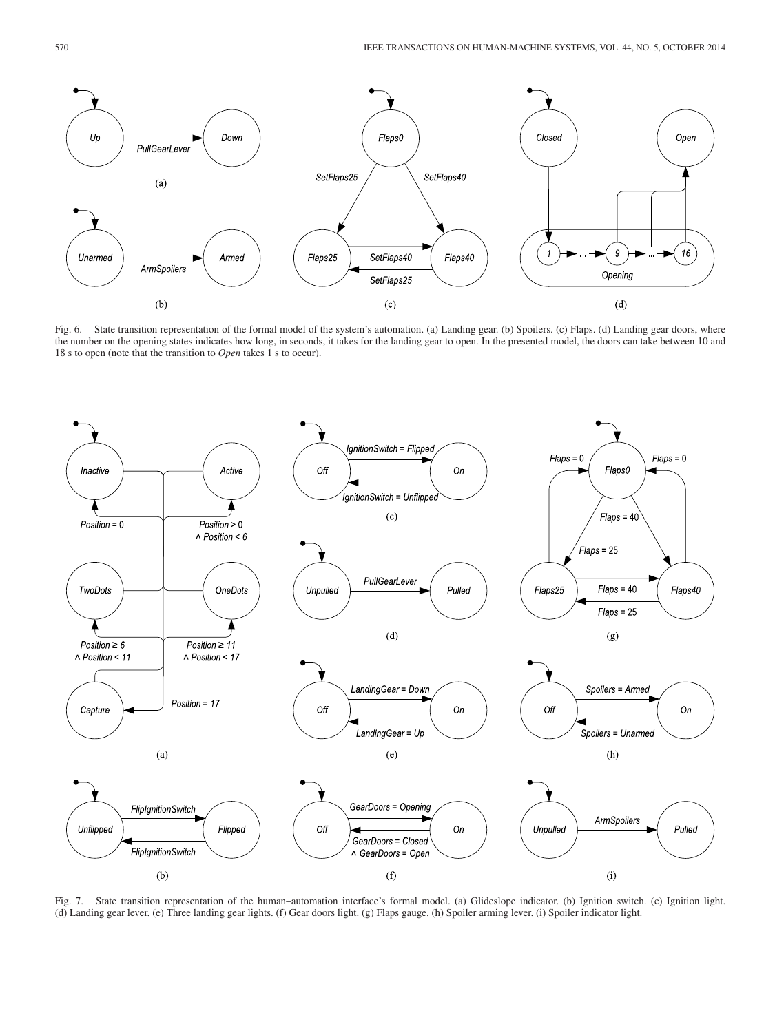Fig. 6. State transition representation of the formal model of the system's automation. (a) Landing gear. (b) Spoilers. (c) Flaps. (d) Landing gear doors, where the number on the opening states indicates how long, in seconds, it takes for the landing gear to open. In the presented model, the doors can take between 10 and 18 s to open (note that the transition to *Open* takes 1 s to occur).

Fig. 7. State transition representation of the human–automation interface's formal model. (a) Glideslope indicator. (b) Ignition switch. (c) Ignition light. (d) Landing gear lever. (e) Three landing gear lights. (f) Gear doors light. (g) Flaps gauge. (h) Spoiler arming lever. (i) Spoiler indicator light.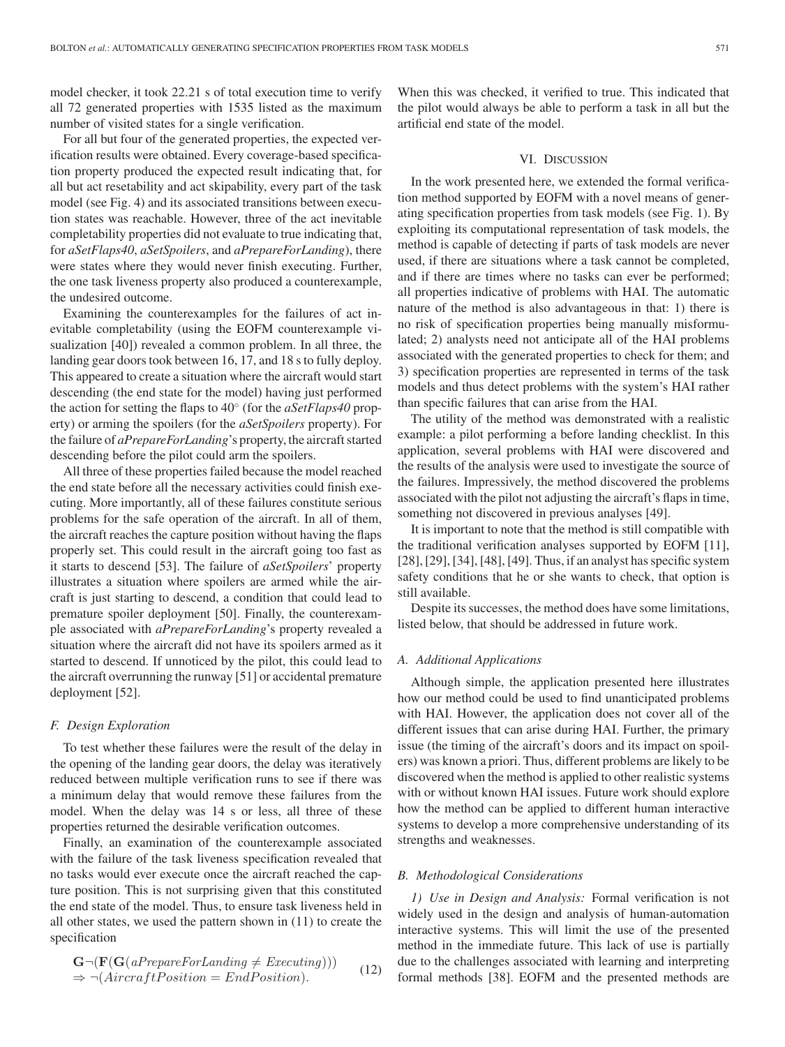model checker, it took 22.21 s of total execution time to verify all 72 generated properties with 1535 listed as the maximum number of visited states for a single verification.

For all but four of the generated properties, the expected verification results were obtained. Every coverage-based specification property produced the expected result indicating that, for all but act resetability and act skipability, every part of the task model (see Fig. 4) and its associated transitions between execution states was reachable. However, three of the act inevitable completability properties did not evaluate to true indicating that, for *aSetFlaps40*, *aSetSpoilers*, and *aPrepareForLanding*), there were states where they would never finish executing. Further, the one task liveness property also produced a counterexample, the undesired outcome.

Examining the counterexamples for the failures of act inevitable completability (using the EOFM counterexample visualization [40]) revealed a common problem. In all three, the landing gear doors took between 16, 17, and 18 s to fully deploy. This appeared to create a situation where the aircraft would start descending (the end state for the model) having just performed the action for setting the flaps to 40° (for the *aSetFlaps40* property) or arming the spoilers (for the *aSetSpoilers* property). For the failure of *aPrepareForLanding*'s property, the aircraft started descending before the pilot could arm the spoilers.

All three of these properties failed because the model reached the end state before all the necessary activities could finish executing. More importantly, all of these failures constitute serious problems for the safe operation of the aircraft. In all of them, the aircraft reaches the capture position without having the flaps properly set. This could result in the aircraft going too fast as it starts to descend [53]. The failure of *aSetSpoilers*' property illustrates a situation where spoilers are armed while the aircraft is just starting to descend, a condition that could lead to premature spoiler deployment [50]. Finally, the counterexample associated with *aPrepareForLanding*'s property revealed a situation where the aircraft did not have its spoilers armed as it started to descend. If unnoticed by the pilot, this could lead to the aircraft overrunning the runway [51] or accidental premature deployment [52].

### F. Design Exploration

To test whether these failures were the result of the delay in the opening of the landing gear doors, the delay was iteratively reduced between multiple verification runs to see if there was a minimum delay that would remove these failures from the model. When the delay was 14 s or less, all three of these properties returned the desirable verification outcomes.

Finally, an examination of the counterexample associated with the failure of the task liveness specification revealed that no tasks would ever execute once the aircraft reached the capture position. This is not surprising given that this constituted the end state of the model. Thus, to ensure task liveness held in all other states, we used the pattern shown in (11) to create the specification

$$\mathbf{G}\neg(\mathbf{F}(\mathbf{G}(aPrepareForLanding \neq Executing))) \Rightarrow \neg(AircraftPosition = EndPosition). \tag{12}$$

When this was checked, it verified to true. This indicated that the pilot would always be able to perform a task in all but the artificial end state of the model.

## VI. Discussion

In the work presented here, we extended the formal verification method supported by EOFM with a novel means of generating specification properties from task models (see Fig. 1). By exploiting its computational representation of task models, the method is capable of detecting if parts of task models are never used, if there are situations where a task cannot be completed, and if there are times where no tasks can ever be performed; all properties indicative of problems with HAI. The automatic nature of the method is also advantageous in that: 1) there is no risk of specification properties being manually misformulated; 2) analysts need not anticipate all of the HAI problems associated with the generated properties to check for them; and 3) specification properties are represented in terms of the task models and thus detect problems with the system's HAI rather than specific failures that can arise from the HAI.

The utility of the method was demonstrated with a realistic example: a pilot performing a before landing checklist. In this application, several problems with HAI were discovered and the results of the analysis were used to investigate the source of the failures. Impressively, the method discovered the problems associated with the pilot not adjusting the aircraft's flaps in time, something not discovered in previous analyses [49].

It is important to note that the method is still compatible with the traditional verification analyses supported by EOFM [11], [28], [29], [34], [48], [49]. Thus, if an analyst has specific system safety conditions that he or she wants to check, that option is still available.

Despite its successes, the method does have some limitations, listed below, that should be addressed in future work.

### A. Additional Applications

Although simple, the application presented here illustrates how our method could be used to find unanticipated problems with HAI. However, the application does not cover all of the different issues that can arise during HAI. Further, the primary issue (the timing of the aircraft's doors and its impact on spoilers) was known a priori. Thus, different problems are likely to be discovered when the method is applied to other realistic systems with or without known HAI issues. Future work should explore how the method can be applied to different human interactive systems to develop a more comprehensive understanding of its strengths and weaknesses.

### B. Methodological Considerations

*1) Use in Design and Analysis:* Formal verification is not widely used in the design and analysis of human-automation interactive systems. This will limit the use of the presented method in the immediate future. This lack of use is partially due to the challenges associated with learning and interpreting formal methods [38]. EOFM and the presented methods are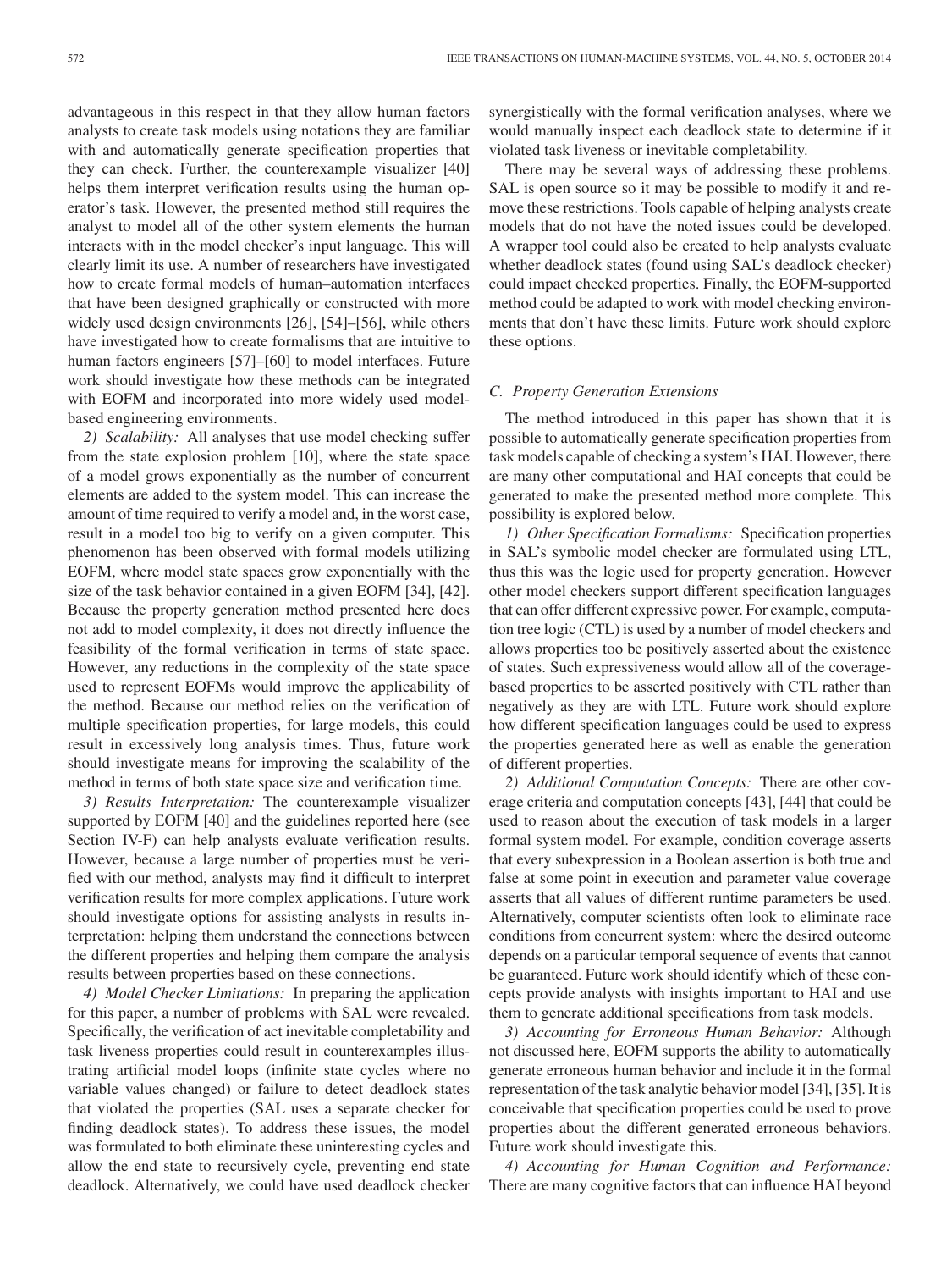advantageous in this respect in that they allow human factors analysts to create task models using notations they are familiar with and automatically generate specification properties that they can check. Further, the counterexample visualizer [40] helps them interpret verification results using the human operator's task. However, the presented method still requires the analyst to model all of the other system elements the human interacts with in the model checker's input language. This will clearly limit its use. A number of researchers have investigated how to create formal models of human–automation interfaces that have been designed graphically or constructed with more widely used design environments [26], [54]–[56], while others have investigated how to create formalisms that are intuitive to human factors engineers [57]–[60] to model interfaces. Future work should investigate how these methods can be integrated with EOFM and incorporated into more widely used model-based engineering environments.

*2) Scalability:* All analyses that use model checking suffer from the state explosion problem [10], where the state space of a model grows exponentially as the number of concurrent elements are added to the system model. This can increase the amount of time required to verify a model and, in the worst case, result in a model too big to verify on a given computer. This phenomenon has been observed with formal models utilizing EOFM, where model state spaces grow exponentially with the size of the task behavior contained in a given EOFM [34], [42]. Because the property generation method presented here does not add to model complexity, it does not directly influence the feasibility of the formal verification in terms of state space. However, any reductions in the complexity of the state space used to represent EOFMs would improve the applicability of the method. Because our method relies on the verification of multiple specification properties, for large models, this could result in excessively long analysis times. Thus, future work should investigate means for improving the scalability of the method in terms of both state space size and verification time.

*3) Results Interpretation:* The counterexample visualizer supported by EOFM [40] and the guidelines reported here (see Section IV-F) can help analysts evaluate verification results. However, because a large number of properties must be verified with our method, analysts may find it difficult to interpret verification results for more complex applications. Future work should investigate options for assisting analysts in results interpretation: helping them understand the connections between the different properties and helping them compare the analysis results between properties based on these connections.

*4) Model Checker Limitations:* In preparing the application for this paper, a number of problems with SAL were revealed. Specifically, the verification of act inevitable completability and task liveness properties could result in counterexamples illustrating artificial model loops (infinite state cycles where no variable values changed) or failure to detect deadlock states that violated the properties (SAL uses a separate checker for finding deadlock states). To address these issues, the model was formulated to both eliminate these uninteresting cycles and allow the end state to recursively cycle, preventing end state deadlock. Alternatively, we could have used deadlock checker synergistically with the formal verification analyses, where we would manually inspect each deadlock state to determine if it violated task liveness or inevitable completability.

There may be several ways of addressing these problems. SAL is open source so it may be possible to modify it and remove these restrictions. Tools capable of helping analysts create models that do not have the noted issues could be developed. A wrapper tool could also be created to help analysts evaluate whether deadlock states (found using SAL's deadlock checker) could impact checked properties. Finally, the EOFM-supported method could be adapted to work with model checking environments that don't have these limits. Future work should explore these options.

### C. Property Generation Extensions

The method introduced in this paper has shown that it is possible to automatically generate specification properties from task models capable of checking a system's HAI. However, there are many other computational and HAI concepts that could be generated to make the presented method more complete. This possibility is explored below.

*1) Other Specification Formalisms:* Specification properties in SAL's symbolic model checker are formulated using LTL, thus this was the logic used for property generation. However other model checkers support different specification languages that can offer different expressive power. For example, computation tree logic (CTL) is used by a number of model checkers and allows properties too be positively asserted about the existence of states. Such expressiveness would allow all of the coverage-based properties to be asserted positively with CTL rather than negatively as they are with LTL. Future work should explore how different specification languages could be used to express the properties generated here as well as enable the generation of different properties.

*2) Additional Computation Concepts:* There are other coverage criteria and computation concepts [43], [44] that could be used to reason about the execution of task models in a larger formal system model. For example, condition coverage asserts that every subexpression in a Boolean assertion is both true and false at some point in execution and parameter value coverage asserts that all values of different runtime parameters be used. Alternatively, computer scientists often look to eliminate race conditions from concurrent system: where the desired outcome depends on a particular temporal sequence of events that cannot be guaranteed. Future work should identify which of these concepts provide analysts with insights important to HAI and use them to generate additional specifications from task models.

*3) Accounting for Erroneous Human Behavior:* Although not discussed here, EOFM supports the ability to automatically generate erroneous human behavior and include it in the formal representation of the task analytic behavior model [34], [35]. It is conceivable that specification properties could be used to prove properties about the different generated erroneous behaviors. Future work should investigate this.

*4) Accounting for Human Cognition and Performance:* There are many cognitive factors that can influence HAI beyond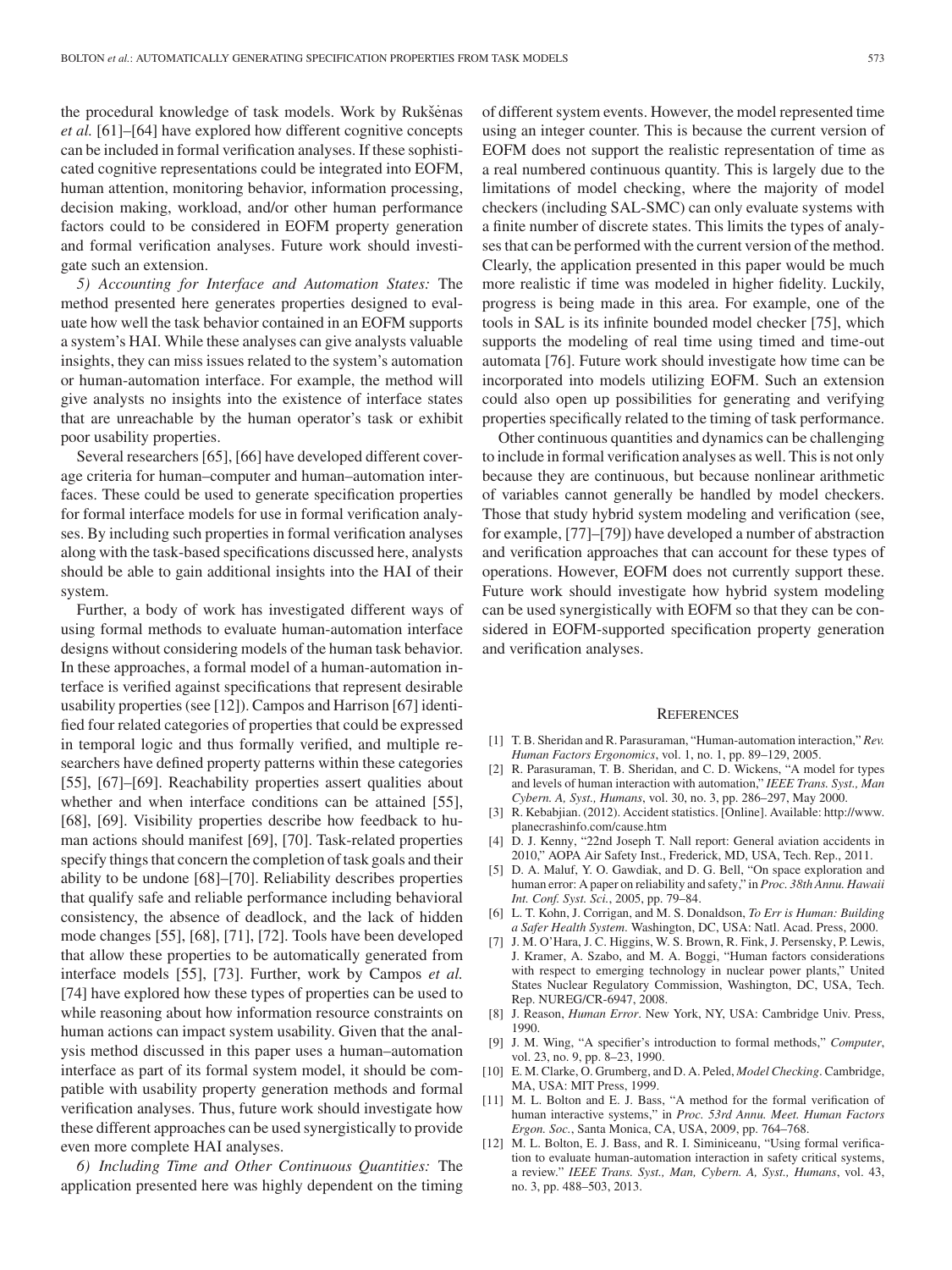the procedural knowledge of task models. Work by Rukšėnas *et al.* [61]–[64] have explored how different cognitive concepts can be included in formal verification analyses. If these sophisticated cognitive representations could be integrated into EOFM, human attention, monitoring behavior, information processing, decision making, workload, and/or other human performance factors could to be considered in EOFM property generation and formal verification analyses. Future work should investigate such an extension.

*5) Accounting for Interface and Automation States:* The method presented here generates properties designed to evaluate how well the task behavior contained in an EOFM supports a system's HAI. While these analyses can give analysts valuable insights, they can miss issues related to the system's automation or human-automation interface. For example, the method will give analysts no insights into the existence of interface states that are unreachable by the human operator's task or exhibit poor usability properties.

Several researchers [65], [66] have developed different coverage criteria for human–computer and human–automation interfaces. These could be used to generate specification properties for formal interface models for use in formal verification analyses. By including such properties in formal verification analyses along with the task-based specifications discussed here, analysts should be able to gain additional insights into the HAI of their system.

Further, a body of work has investigated different ways of using formal methods to evaluate human-automation interface designs without considering models of the human task behavior. In these approaches, a formal model of a human-automation interface is verified against specifications that represent desirable usability properties (see [12]). Campos and Harrison [67] identified four related categories of properties that could be expressed in temporal logic and thus formally verified, and multiple researchers have defined property patterns within these categories [55], [67]–[69]. Reachability properties assert qualities about whether and when interface conditions can be attained [55], [68], [69]. Visibility properties describe how feedback to human actions should manifest [69], [70]. Task-related properties specify things that concern the completion of task goals and their ability to be undone [68]–[70]. Reliability describes properties that qualify safe and reliable performance including behavioral consistency, the absence of deadlock, and the lack of hidden mode changes [55], [68], [71], [72]. Tools have been developed that allow these properties to be automatically generated from interface models [55], [73]. Further, work by Campos *et al.* [74] have explored how these types of properties can be used to while reasoning about how information resource constraints on human actions can impact system usability. Given that the analysis method discussed in this paper uses a human–automation interface as part of its formal system model, it should be compatible with usability property generation methods and formal verification analyses. Thus, future work should investigate how these different approaches can be used synergistically to provide even more complete HAI analyses.

*6) Including Time and Other Continuous Quantities:* The application presented here was highly dependent on the timing of different system events. However, the model represented time using an integer counter. This is because the current version of EOFM does not support the realistic representation of time as a real numbered continuous quantity. This is largely due to the limitations of model checking, where the majority of model checkers (including SAL-SMC) can only evaluate systems with a finite number of discrete states. This limits the types of analyses that can be performed with the current version of the method. Clearly, the application presented in this paper would be much more realistic if time was modeled in higher fidelity. Luckily, progress is being made in this area. For example, one of the tools in SAL is its infinite bounded model checker [75], which supports the modeling of real time using timed and time-out automata [76]. Future work should investigate how time can be incorporated into models utilizing EOFM. Such an extension could also open up possibilities for generating and verifying properties specifically related to the timing of task performance.

Other continuous quantities and dynamics can be challenging to include in formal verification analyses as well. This is not only because they are continuous, but because nonlinear arithmetic of variables cannot generally be handled by model checkers. Those that study hybrid system modeling and verification (see, for example, [77]–[79]) have developed a number of abstraction and verification approaches that can account for these types of operations. However, EOFM does not currently support these. Future work should investigate how hybrid system modeling can be used synergistically with EOFM so that they can be considered in EOFM-supported specification property generation and verification analyses.

## References

[1] T. B. Sheridan and R. Parasuraman, "Human-automation interaction," *Rev. Human Factors Ergonomics*, vol. 1, no. 1, pp. 89–129, 2005.

[2] R. Parasuraman, T. B. Sheridan, and C. D. Wickens, "A model for types and levels of human interaction with automation," *IEEE Trans. Syst., Man Cybern. A, Syst., Humans*, vol. 30, no. 3, pp. 286–297, May 2000.

[3] R. Kebabjian. (2012). Accident statistics. [Online]. Available: http://www.planecrashinfo.com/cause.htm

[4] D. J. Kenny, "22nd Joseph T. Nall report: General aviation accidents in 2010," AOPA Air Safety Inst., Frederick, MD, USA, Tech. Rep., 2011.

[5] D. A. Maluf, Y. O. Gawdiak, and D. G. Bell, "On space exploration and human error: A paper on reliability and safety," in *Proc. 38th Annu. Hawaii Int. Conf. Syst. Sci.*, 2005, pp. 79–84.

[6] L. T. Kohn, J. Corrigan, and M. S. Donaldson, *To Err is Human: Building a Safer Health System*. Washington, DC, USA: Natl. Acad. Press, 2000.

[7] J. M. O'Hara, J. C. Higgins, W. S. Brown, R. Fink, J. Persensky, P. Lewis, J. Kramer, A. Szabo, and M. A. Boggi, "Human factors considerations with respect to emerging technology in nuclear power plants," United States Nuclear Regulatory Commission, Washington, DC, USA, Tech. Rep. NUREG/CR-6947, 2008.

[8] J. Reason, *Human Error*. New York, NY, USA: Cambridge Univ. Press, 1990.

[9] J. M. Wing, "A specifier's introduction to formal methods," *Computer*, vol. 23, no. 9, pp. 8–23, 1990.

[10] E. M. Clarke, O. Grumberg, and D. A. Peled, *Model Checking*. Cambridge, MA, USA: MIT Press, 1999.

[11] M. L. Bolton and E. J. Bass, "A method for the formal verification of human interactive systems," in *Proc. 53rd Annu. Meet. Human Factors Ergon. Soc.*, Santa Monica, CA, USA, 2009, pp. 764–768.

[12] M. L. Bolton, E. J. Bass, and R. I. Siminiceanu, "Using formal verification to evaluate human-automation interaction in safety critical systems, a review." *IEEE Trans. Syst., Man, Cybern. A, Syst., Humans*, vol. 43, no. 3, pp. 488–503, 2013.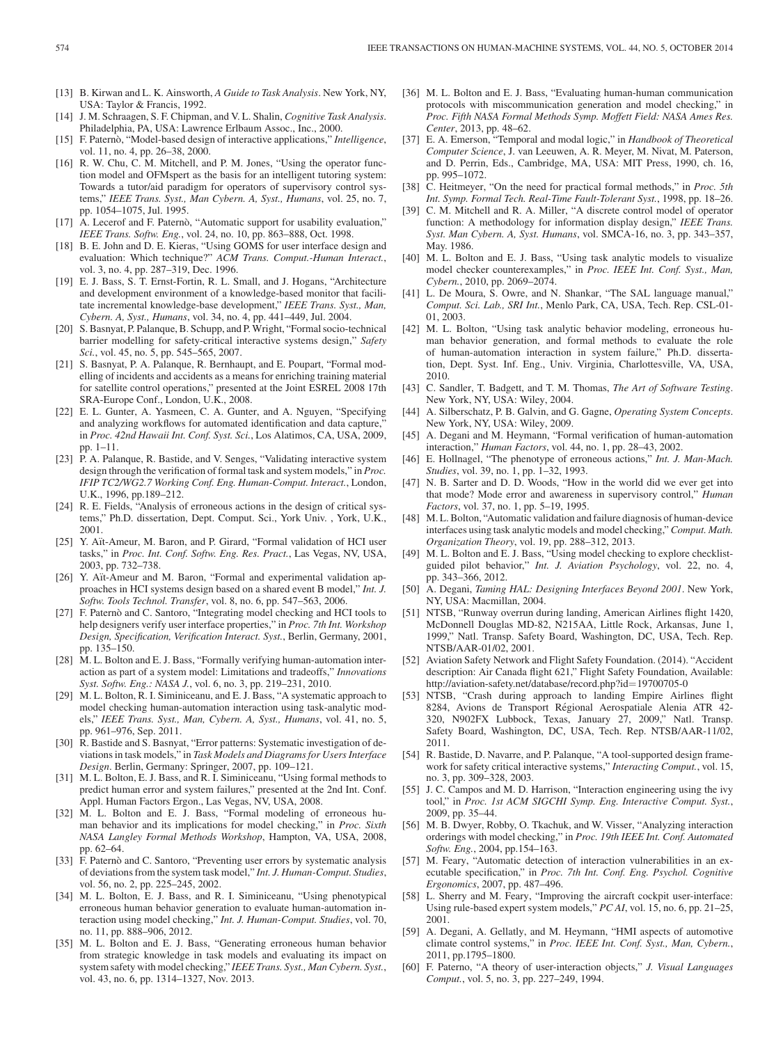[13] B. Kirwan and L. K. Ainsworth, *A Guide to Task Analysis*. New York, NY, USA: Taylor & Francis, 1992.

[14] J. M. Schraagen, S. F. Chipman, and V. L. Shalin, *Cognitive Task Analysis*. Philadelphia, PA, USA: Lawrence Erlbaum Assoc., Inc., 2000.

[15] F. Paternò, "Model-based design of interactive applications," *Intelligence*, vol. 11, no. 4, pp. 26–38, 2000.

[16] R. W. Chu, C. M. Mitchell, and P. M. Jones, "Using the operator function model and OFMspert as the basis for an intelligent tutoring system: Towards a tutor/aid paradigm for operators of supervisory control systems," *IEEE Trans. Syst., Man Cybern. A, Syst., Humans*, vol. 25, no. 7, pp. 1054–1075, Jul. 1995.

[17] A. Lecerof and F. Paternò, "Automatic support for usability evaluation," *IEEE Trans. Softw. Eng.*, vol. 24, no. 10, pp. 863–888, Oct. 1998.

[18] B. E. John and D. E. Kieras, "Using GOMS for user interface design and evaluation: Which technique?" *ACM Trans. Comput.-Human Interact.*, vol. 3, no. 4, pp. 287–319, Dec. 1996.

[19] E. J. Bass, S. T. Ernst-Fortin, R. L. Small, and J. Hogans, "Architecture and development environment of a knowledge-based monitor that facilitate incremental knowledge-base development," *IEEE Trans. Syst., Man, Cybern. A, Syst., Humans*, vol. 34, no. 4, pp. 441–449, Jul. 2004.

[20] S. Basnyat, P. Palanque, B. Schupp, and P. Wright, "Formal socio-technical barrier modelling for safety-critical interactive systems design," *Safety Sci.*, vol. 45, no. 5, pp. 545–565, 2007.

[21] S. Basnyat, P. A. Palanque, R. Bernhaupt, and E. Poupart, "Formal modelling of incidents and accidents as a means for enriching training material for satellite control operations," presented at the Joint ESREL 2008 17th SRA-Europe Conf., London, U.K., 2008.

[22] E. L. Gunter, A. Yasmeen, C. A. Gunter, and A. Nguyen, "Specifying and analyzing workflows for automated identification and data capture," in *Proc. 42nd Hawaii Int. Conf. Syst. Sci.*, Los Alatimos, CA, USA, 2009, pp. 1–11.

[23] P. A. Palanque, R. Bastide, and V. Senges, "Validating interactive system design through the verification of formal task and system models," in *Proc. IFIP TC2/WG2.7 Working Conf. Eng. Human-Comput. Interact.*, London, U.K., 1996, pp.189–212.

[24] R. E. Fields, "Analysis of erroneous actions in the design of critical systems," Ph.D. dissertation, Dept. Comput. Sci., York Univ. , York, U.K., 2001.

[25] Y. Aït-Ameur, M. Baron, and P. Girard, "Formal validation of HCI user tasks," in *Proc. Int. Conf. Softw. Eng. Res. Pract.*, Las Vegas, NV, USA, 2003, pp. 732–738.

[26] Y. Aït-Ameur and M. Baron, "Formal and experimental validation approaches in HCI systems design based on a shared event B model," *Int. J. Softw. Tools Technol. Transfer*, vol. 8, no. 6, pp. 547–563, 2006.

[27] F. Paternò and C. Santoro, "Integrating model checking and HCI tools to help designers verify user interface properties," in *Proc. 7th Int. Workshop Design, Specification, Verification Interact. Syst.*, Berlin, Germany, 2001, pp. 135–150.

[28] M. L. Bolton and E. J. Bass, "Formally verifying human-automation interaction as part of a system model: Limitations and tradeoffs," *Innovations Syst. Softw. Eng.: NASA J.*, vol. 6, no. 3, pp. 219–231, 2010.

[29] M. L. Bolton, R. I. Siminiceanu, and E. J. Bass, "A systematic approach to model checking human-automation interaction using task-analytic models," *IEEE Trans. Syst., Man, Cybern. A, Syst., Humans*, vol. 41, no. 5, pp. 961–976, Sep. 2011.

[30] R. Bastide and S. Basnyat, "Error patterns: Systematic investigation of deviations in task models," in *Task Models and Diagrams for Users Interface Design*. Berlin, Germany: Springer, 2007, pp. 109–121.

[31] M. L. Bolton, E. J. Bass, and R. I. Siminiceanu, "Using formal methods to predict human error and system failures," presented at the 2nd Int. Conf. Appl. Human Factors Ergon., Las Vegas, NV, USA, 2008.

[32] M. L. Bolton and E. J. Bass, "Formal modeling of erroneous human behavior and its implications for model checking," in *Proc. Sixth NASA Langley Formal Methods Workshop*, Hampton, VA, USA, 2008, pp. 62–64.

[33] F. Paternò and C. Santoro, "Preventing user errors by systematic analysis of deviations from the system task model," *Int. J. Human-Comput. Studies*, vol. 56, no. 2, pp. 225–245, 2002.

[34] M. L. Bolton, E. J. Bass, and R. I. Siminiceanu, "Using phenotypical erroneous human behavior generation to evaluate human-automation interaction using model checking," *Int. J. Human-Comput. Studies*, vol. 70, no. 11, pp. 888–906, 2012.

[35] M. L. Bolton and E. J. Bass, "Generating erroneous human behavior from strategic knowledge in task models and evaluating its impact on system safety with model checking," *IEEE Trans. Syst., Man Cybern. Syst.*, vol. 43, no. 6, pp. 1314–1327, Nov. 2013.

[36] M. L. Bolton and E. J. Bass, "Evaluating human-human communication protocols with miscommunication generation and model checking," in *Proc. Fifth NASA Formal Methods Symp. Moffett Field: NASA Ames Res. Center*, 2013, pp. 48–62.

[37] E. A. Emerson, "Temporal and modal logic," in *Handbook of Theoretical Computer Science*, J. van Leeuwen, A. R. Meyer, M. Nivat, M. Paterson, and D. Perrin, Eds., Cambridge, MA, USA: MIT Press, 1990, ch. 16, pp. 995–1072.

[38] C. Heitmeyer, "On the need for practical formal methods," in *Proc. 5th Int. Symp. Formal Tech. Real-Time Fault-Tolerant Syst.*, 1998, pp. 18–26.

[39] C. M. Mitchell and R. A. Miller, "A discrete control model of operator function: A methodology for information display design," *IEEE Trans. Syst. Man Cybern. A, Syst. Humans*, vol. SMCA-16, no. 3, pp. 343–357, May. 1986.

[40] M. L. Bolton and E. J. Bass, "Using task analytic models to visualize model checker counterexamples," in *Proc. IEEE Int. Conf. Syst., Man, Cybern.*, 2010, pp. 2069–2074.

[41] L. De Moura, S. Owre, and N. Shankar, "The SAL language manual," *Comput. Sci. Lab., SRI Int.*, Menlo Park, CA, USA, Tech. Rep. CSL-01-01, 2003.

[42] M. L. Bolton, "Using task analytic behavior modeling, erroneous human behavior generation, and formal methods to evaluate the role of human-automation interaction in system failure," Ph.D. dissertation, Dept. Syst. Inf. Eng., Univ. Virginia, Charlottesville, VA, USA, 2010.

[43] C. Sandler, T. Badgett, and T. M. Thomas, *The Art of Software Testing*. New York, NY, USA: Wiley, 2004.

[44] A. Silberschatz, P. B. Galvin, and G. Gagne, *Operating System Concepts*. New York, NY, USA: Wiley, 2009.

[45] A. Degani and M. Heymann, "Formal verification of human-automation interaction," *Human Factors*, vol. 44, no. 1, pp. 28–43, 2002.

[46] E. Hollnagel, "The phenotype of erroneous actions," *Int. J. Man-Mach. Studies*, vol. 39, no. 1, pp. 1–32, 1993.

[47] N. B. Sarter and D. D. Woods, "How in the world did we ever get into that mode? Mode error and awareness in supervisory control," *Human Factors*, vol. 37, no. 1, pp. 5–19, 1995.

[48] M. L. Bolton, "Automatic validation and failure diagnosis of human-device interfaces using task analytic models and model checking," *Comput. Math. Organization Theory*, vol. 19, pp. 288–312, 2013.

[49] M. L. Bolton and E. J. Bass, "Using model checking to explore checklist-guided pilot behavior," *Int. J. Aviation Psychology*, vol. 22, no. 4, pp. 343–366, 2012.

[50] A. Degani, *Taming HAL: Designing Interfaces Beyond 2001*. New York, NY, USA: Macmillan, 2004.

[51] NTSB, "Runway overrun during landing, American Airlines flight 1420, McDonnell Douglas MD-82, N215AA, Little Rock, Arkansas, June 1, 1999," Natl. Transp. Safety Board, Washington, DC, USA, Tech. Rep. NTSB/AAR-01/02, 2001.

[52] Aviation Safety Network and Flight Safety Foundation. (2014). "Accident description: Air Canada flight 621," Flight Safety Foundation, Available: http://aviation-safety.net/database/record.php?id=19700705-0

[53] NTSB, "Crash during approach to landing Empire Airlines flight 8284, Avions de Transport Régional Aerospatiale Alenia ATR 42-320, N902FX Lubbock, Texas, January 27, 2009," Natl. Transp. Safety Board, Washington, DC, USA, Tech. Rep. NTSB/AAR-11/02, 2011.

[54] R. Bastide, D. Navarre, and P. Palanque, "A tool-supported design framework for safety critical interactive systems," *Interacting Comput.*, vol. 15, no. 3, pp. 309–328, 2003.

[55] J. C. Campos and M. D. Harrison, "Interaction engineering using the ivy tool," in *Proc. 1st ACM SIGCHI Symp. Eng. Interactive Comput. Syst.*, 2009, pp. 35–44.

[56] M. B. Dwyer, Robby, O. Tkachuk, and W. Visser, "Analyzing interaction orderings with model checking," in *Proc. 19th IEEE Int. Conf. Automated Softw. Eng.*, 2004, pp.154–163.

[57] M. Feary, "Automatic detection of interaction vulnerabilities in an executable specification," in *Proc. 7th Int. Conf. Eng. Psychol. Cognitive Ergonomics*, 2007, pp. 487–496.

[58] L. Sherry and M. Feary, "Improving the aircraft cockpit user-interface: Using rule-based expert system models," *PC AI*, vol. 15, no. 6, pp. 21–25, 2001.

[59] A. Degani, A. Gellatly, and M. Heymann, "HMI aspects of automotive climate control systems," in *Proc. IEEE Int. Conf. Syst., Man, Cybern.*, 2011, pp.1795–1800.

[60] F. Paterno, "A theory of user-interaction objects," *J. Visual Languages Comput.*, vol. 5, no. 3, pp. 227–249, 1994.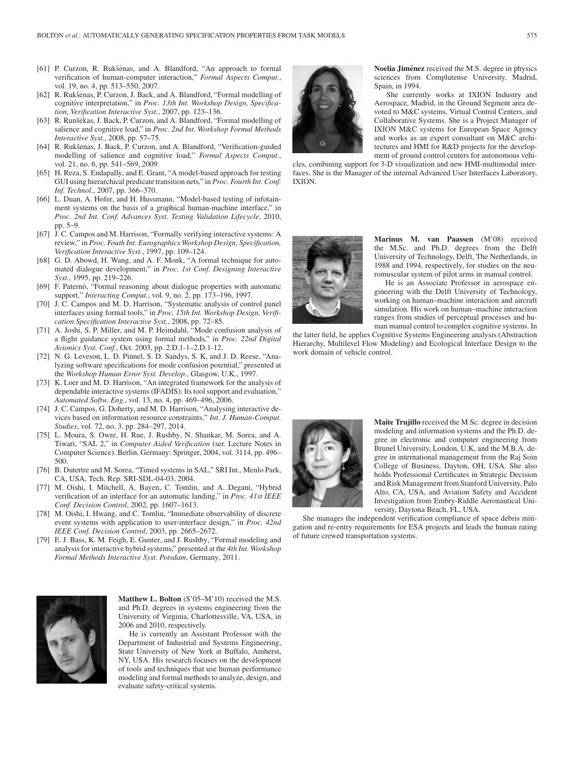[61] P. Curzon, R. Rukšėnas, and A. Blandford, "An approach to formal verification of human-computer interaction," *Formal Aspects Comput.*, vol. 19, no. 4, pp. 513–550, 2007.

[62] R. Rukšėnas, P. Curzon, J. Back, and A. Blandford, "Formal modelling of cognitive interpretation," in *Proc. 13th Int. Workshop Design, Specification, Verification Interactive Syst.*, 2007, pp. 123–136.

[63] R. Runšėkas, J. Back, P. Curzon, and A. Blandford, "Formal modelling of salience and cognitive load," in *Proc. 2nd Int. Workshop Formal Methods Interactive Syst.*, 2008, pp. 57–75.

[64] R. Rukšenas, J. Back, P. Curzon, and A. Blandford, "Verification-guided modelling of salience and cognitive load," *Formal Aspects Comput.*, vol. 21, no. 6, pp. 541–569, 2009.

[65] H. Reza, S. Endapally, and E. Grant, "A model-based approach for testing GUI using hierarchical predicate transition nets," in *Proc. Fourth Int. Conf. Inf. Technol.*, 2007, pp. 366–370.

[66] L. Duan, A. Hofer, and H. Hussmann, "Model-based testing of infotainment systems on the basis of a graphical human-machine interface," in *Proc. 2nd Int. Conf. Advances Syst. Testing Validation Lifecycle*, 2010, pp. 5–9.

[67] J. C. Campos and M. Harrison, "Formally verifying interactive systems: A review," in *Proc. Fouth Int. Eurographics Workshop Design, Specification, Verification Interactive Syst.*, 1997, pp. 109–124.

[68] G. D. Abowd, H. Wang, and A. F. Monk, "A formal technique for automated dialogue development," in *Proc. 1st Conf. Designing Interactive Syst.*, 1995, pp. 219–226.

[69] F. Paternò, "Formal reasoning about dialogue properties with automatic support," *Interacting Comput.*, vol. 9, no. 2, pp. 173–196, 1997.

[70] J. C. Campos and M. D. Harrison, "Systematic analysis of control panel interfaces using formal tools," in *Proc. 15th Int. Workshop Design, Verification Specification Interactive Syst.*, 2008, pp. 72–85.

[71] A. Joshi, S. P. Miller, and M. P. Heimdahl, "Mode confusion analysis of a flight guidance system using formal methods," in *Proc. 22nd Digital Avionics Syst. Conf.*, Oct. 2003, pp. 2.D.1-1–2.D.1-12.

[72] N. G. Leveson, L. D. Pinnel, S. D. Sandys, S. K, and J. D. Reese, "Analyzing software specifications for mode confusion potential," presented at the *Workshop Human Error Syst. Develop.*, Glasgow, U.K., 1997.

[73] K. Loer and M. D. Harrison, "An integrated framework for the analysis of dependable interactive systems (IFADIS): Its tool support and evaluation," *Automated Softw. Eng.*, vol. 13, no. 4, pp. 469–496, 2006.

[74] J. C. Campos, G. Doherty, and M. D. Harrison, "Analysing interactive devices based on information resource constraints," *Int. J. Human-Comput. Studies*, vol. 72, no. 3, pp. 284–297, 2014.

[75] L. Moura, S. Owre, H. Rue, J. Rushby, N. Shankar, M. Sorea, and A. Tiwari, "SAL 2," in *Computer Aided Verification* (ser. Lecture Notes in Computer Science). Berlin, Germany: Springer, 2004, vol. 3114, pp. 496–500.

[76] B. Dutertre and M. Sorea, "Timed systems in SAL," SRI Int., Menlo Park, CA, USA, Tech. Rep. SRI-SDL-04-03, 2004.

[77] M. Oishi, I. Mitchell, A. Bayen, C. Tomlin, and A. Degani, "Hybrid verification of an interface for an automatic landing," in *Proc. 41st IEEE Conf. Decision Control*, 2002, pp. 1607–1613.

[78] M. Oishi, I. Hwang, and C. Tomlin, "Immediate observability of discrete event systems with application to user-interface design," in *Proc. 42nd IEEE Conf. Decision Control*, 2003, pp. 2665–2672.

[79] E. J. Bass, K. M. Feigh, E. Gunter, and J. Rushby, "Formal modeling and analysis for interactive hybrid systems," presented at the *4th Int. Workshop Formal Methods Interactive Syst. Potsdam*, Germany, 2011.

**Matthew L. Bolton** (S'05–M'10) received the M.S. and Ph.D. degrees in systems engineering from the University of Virginia, Charlottesville, VA, USA, in 2006 and 2010, respectively.

He is currently an Assistant Professor with the Department of Industrial and Systems Engineering, State University of New York at Buffalo, Amherst, NY, USA. His research focuses on the development of tools and techniques that use human performance modeling and formal methods to analyze, design, and evaluate safety-critical systems.

**Noelia Jiménez** received the M.S. degree in physics sciences from Complutense University, Madrid, Spain, in 1994.

She currently works at IXION Industry and Aerospace, Madrid, in the Ground Segment area devoted to M&C systems, Virtual Control Centers, and Collaborative Systems. She is a Project Manager of IXION M&C systems for European Space Agency and works as an expert consultant on M&C architectures and HMI for R&D projects for the development of ground control centers for autonomous vehicles, combining support for 3-D visualization and new HMI-multimodal interfaces. She is the Manager of the internal Advanced User Interfaces Laboratory, IXION.

**Marinus M. van Paassen** (M'08) received the M.Sc. and Ph.D. degrees from the Delft University of Technology, Delft, The Netherlands, in 1988 and 1994, respectively, for studies on the neuromuscular system of pilot arms in manual control.

He is an Associate Professor in aerospace engineering with the Delft University of Technology, working on human–machine interaction and aircraft simulation. His work on human–machine interaction ranges from studies of perceptual processes and human manual control to complex cognitive systems. In the latter field, he applies Cognitive Systems Engineering analysis (Abstraction Hierarchy, Multilevel Flow Modeling) and Ecological Interface Design to the work domain of vehicle control.

**Maite Trujillo** received the M.Sc. degree in decision modeling and information systems and the Ph.D. degree in electronic and computer engineering from Brunel University, London, U.K, and the M.B.A. degree in international management from the Raj Soin College of Business, Dayton, OH, USA. She also holds Professional Certificates in Strategic Decision and Risk Management from Stanford University, Palo Alto, CA, USA, and Aviation Safety and Accident Investigation from Embry-Riddle Aeronautical University, Daytona Beach, FL, USA.

She manages the independent verification compliance of space debris mitigation and re-entry requirements for ESA projects and leads the human rating of future crewed transportation systems.